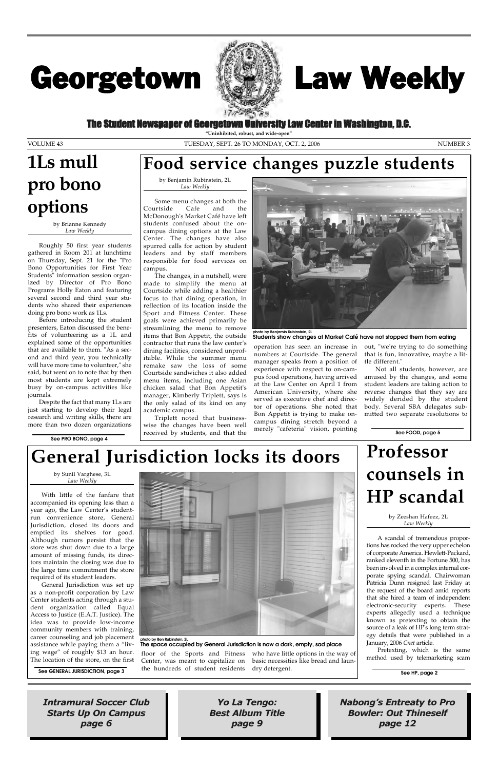# Georgetown Law Weekly

**The Student Newspaper of Georgetown University Law Center in Washington, D.C.**

**"Uninhibited, robust, and wide-open"**

VOLUME 43 — TUESDAY, SEPT. 26 TO MONDAY, OCT. 2, 2006 — NUMBER 3

## 1Ls mull pro bono options

by Brianne Kennedy
*Law Weekly*

Roughly 50 first year students gathered in Room 201 at lunchtime on Thursday, Sept. 21 for the "Pro Bono Opportunities for First Year Students" information session organized by Director of Pro Bono Programs Holly Eaton and featuring several second and third year students who shared their experiences doing pro bono work as 1Ls.

Before introducing the student presenters, Eaton discussed the benefits of volunteering as a 1L and explained some of the opportunities that are available to them. "As a second and third year, you technically will have more time to volunteer," she said, but went on to note that by then most students are kept extremely busy by on-campus activities like journals.

Despite the fact that many 1Ls are just starting to develop their legal research and writing skills, there are more than two dozen organizations

**See PRO BONO, page 4**

## Food service changes puzzle students

by Benjamin Rubinstein, 2L
*Law Weekly*

Some menu changes at both the Courtside Cafe and the McDonough's Market Café have left students confused about the on-campus dining options at the Law Center. The changes have also spurred calls for action by student leaders and by staff members responsible for food services on campus.

The changes, in a nutshell, were made to simplify the menu at Courtside while adding a healthier focus to that dining operation, in reflection of its location inside the Sport and Fitness Center. These goals were achieved primarily be streamlining the menu to remove items that Bon Appetit, the outside contractor that runs the law center's dining facilities, considered unprofitable. While the summer menu remake saw the loss of some Courtside sandwiches it also added menu items, including one Asian chicken salad that Bon Appetit's manager, Kimberly Triplett, says is the only salad of its kind on any academic campus.

Triplett noted that businesswise the changes have been well received by students, and that the operation has seen an increase in numbers at Courtside. The general manager speaks from a position of experience with respect to on-campus food operations, having arrived at the Law Center on April 1 from American University, where she served as executive chef and director of operations. She noted that Bon Appetit is trying to make on-campus dining stretch beyond a merely "cafeteria" vision, pointing out, "we're trying to do something that is fun, innovative, maybe a little different."

Not all students, however, are amused by the changes, and some student leaders are taking action to reverse changes that they say are widely derided by the student body. Several SBA delegates submitted two separate resolutions to

photo by Benjamin Rubinstein, 2L
**Students show changes at Market Café have not stopped them from eating**

**See FOOD, page 5**

## General Jurisdiction locks its doors

by Sunil Varghese, 3L
*Law Weekly*

With little of the fanfare that accompanied its opening less than a year ago, the Law Center's student-run convenience store, General Jurisdiction, closed its doors and emptied its shelves for good. Although rumors persist that the store was shut down due to a large amount of missing funds, its directors maintain the closing was due to the large time commitment the store required of its student leaders.

General Jurisdiction was set up as a non-profit corporation by Law Center students acting through a student organization called Equal Access to Justice (E.A.T. Justice). The idea was to provide low-income community members with training, career counseling and job placement assistance while paying them a "living wage" of roughly $13 an hour. The location of the store, on the first floor of the Sports and Fitness Center, was meant to capitalize on the hundreds of student residents who have little options in the way of basic necessities like bread and laundry detergent.

photo by Ben Rubinstein, 2L
**The space occupied by General Jurisdiction is now a dark, empty, sad place**

**See GENERAL JURISDICTION, page 3**

## Professor counsels in HP scandal

by Zeeshan Hafeez, 2L
*Law Weekly*

A scandal of tremendous proportions has rocked the very upper echelon of corporate America. Hewlett-Packard, ranked eleventh in the Fortune 500, has been involved in a complex internal corporate spying scandal. Chairwoman Patricia Dunn resigned last Friday at the request of the board amid reports that she hired a team of independent electronic-security experts. These experts allegedly used a technique known as pretexting to obtain the source of a leak of HP's long term strategy details that were published in a January, 2006 *Cnet* article.

Pretexting, which is the same method used by telemarketing scam

**See HP, page 2**

***Intramural Soccer Club Starts Up On Campus page 6***

***Yo La Tengo: Best Album Title page 9***

***Nabong's Entreaty to Pro Bowler: Out Thineself page 12***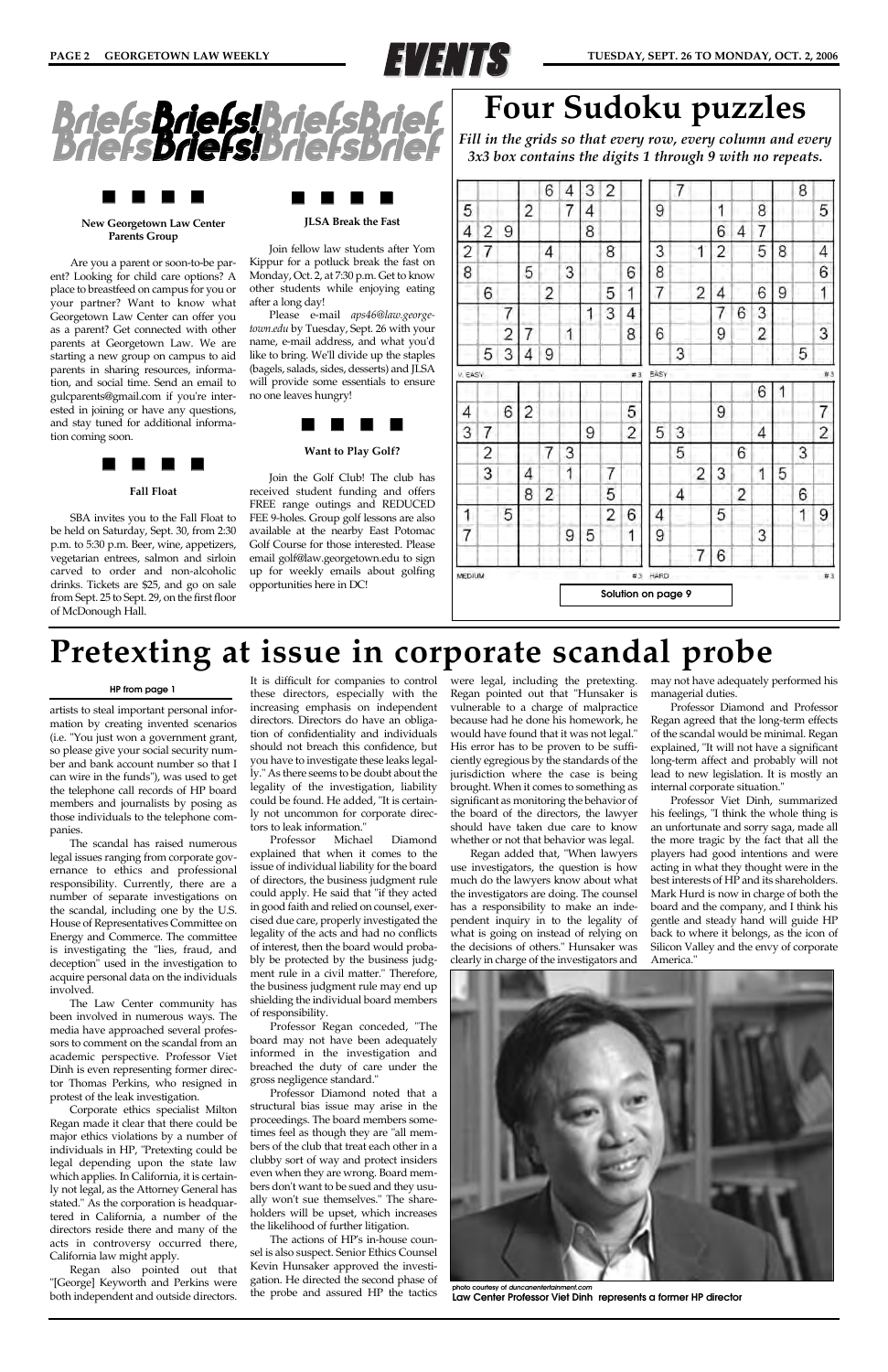# EVENTS

# Briefs!

### New Georgetown Law Center Parents Group

Are you a parent or soon-to-be parent? Looking for child care options? A place to breastfeed on campus for you or your partner? Want to know what Georgetown Law Center can offer you as a parent? Get connected with other parents at Georgetown Law. We are starting a new group on campus to aid parents in sharing resources, information, and social time. Send an email to gulcparents@gmail.com if you're interested in joining or have any questions, and stay tuned for additional information coming soon.

### Fall Float

SBA invites you to the Fall Float to be held on Saturday, Sept. 30, from 2:30 p.m. to 5:30 p.m. Beer, wine, appetizers, vegetarian entrees, salmon and sirloin carved to order and non-alcoholic drinks. Tickets are $25, and go on sale from Sept. 25 to Sept. 29, on the first floor of McDonough Hall.

### JLSA Break the Fast

Join fellow law students after Yom Kippur for a potluck break the fast on Monday, Oct. 2, at 7:30 p.m. Get to know other students while enjoying eating after a long day!

Please e-mail *aps46@law.georgetown.edu* by Tuesday, Sept. 26 with your name, e-mail address, and what you'd like to bring. We'll divide up the staples (bagels, salads, sides, desserts) and JLSA will provide some essentials to ensure no one leaves hungry!

### Want to Play Golf?

Join the Golf Club! The club has received student funding and offers FREE range outings and REDUCED FEE 9-holes. Group golf lessons are also available at the nearby East Potomac Golf Course for those interested. Please email golf@law.georgetown.edu to sign up for weekly emails about golfing opportunities here in DC!

# Four Sudoku puzzles

*Fill in the grids so that every row, every column and every 3x3 box contains the digits 1 through 9 with no repeats.*

**V. EASY #3**

| | | | | | | | | |
|---|---|---|---|---|---|---|---|---|
| | | | | 6 | 4 | 3 | 2 | |
| 5 | | | 2 | | 7 | 4 | | |
| 4 | 2 | 9 | | | | 8 | | |
| 2 | 7 | | | 4 | | | 8 | |
| 8 | | | 5 | | 3 | | | 6 |
| | 6 | | | 2 | | | 5 | 1 |
| | | 7 | | | | 1 | 3 | 4 |
| | | 2 | 7 | | 1 | | | 8 |
| | 5 | 3 | 4 | 9 | | | | |

**EASY #3**

| | | | | | | | | |
|---|---|---|---|---|---|---|---|---|
| | 7 | | | | | | 8 | |
| 9 | | | 1 | | 8 | | | 5 |
| | | | 6 | 4 | 7 | | | |
| 3 | | 1 | 2 | | 5 | 8 | | 4 |
| 8 | | | | | | | | 6 |
| 7 | | 2 | 4 | | 6 | 9 | | 1 |
| | | | 7 | 6 | 3 | | | |
| 6 | | | 9 | | 2 | | | 3 |
| | 3 | | | | | | 5 | |

**MEDIUM #3**

| | | | | | | | | |
|---|---|---|---|---|---|---|---|---|
| | | | | | | | | |
| 4 | | 6 | 2 | | | | | 5 |
| 3 | 7 | | | | 9 | | | 2 |
| | 2 | | 7 | 3 | | | | |
| | 3 | | 4 | | 1 | | 7 | |
| | | | 8 | 2 | | | 5 | |
| 1 | | 5 | | | | | 2 | 6 |
| 7 | | | | | 9 | 5 | | 1 |
| | | | | | | | | |

**HARD #3**

| | | | | | | | | |
|---|---|---|---|---|---|---|---|---|
| | | | | | 6 | 1 | | |
| | | | 9 | | | | | 7 |
| 5 | 3 | | | | 4 | | | 2 |
| | 5 | | | 6 | | | 3 | |
| | | 2 | 3 | | 1 | 5 | | |
| | 4 | | | 2 | | | 6 | |
| 4 | | | 5 | | | | 1 | 9 |
| 9 | | | | | 3 | | | |
| | | 7 | 6 | | | | | |

**Solution on page 9**

# Pretexting at issue in corporate scandal probe

**HP from page 1**

artists to steal important personal information by creating invented scenarios (i.e. "You just won a government grant, so please give your social security number and bank account number so that I can wire in the funds"), was used to get the telephone call records of HP board members and journalists by posing as those individuals to the telephone companies.

The scandal has raised numerous legal issues ranging from corporate governance to ethics and professional responsibility. Currently, there are a number of separate investigations on the scandal, including one by the U.S. House of Representatives Committee on Energy and Commerce. The committee is investigating the "lies, fraud, and deception" used in the investigation to acquire personal data on the individuals involved.

The Law Center community has been involved in numerous ways. The media have approached several professors to comment on the scandal from an academic perspective. Professor Viet Dinh is even representing former director Thomas Perkins, who resigned in protest of the leak investigation.

Corporate ethics specialist Milton Regan made it clear that there could be major ethics violations by a number of individuals in HP, "Pretexting could be legal depending upon the state law which applies. In California, it is certainly not legal, as the Attorney General has stated." As the corporation is headquartered in California, a number of the directors reside there and many of the acts in controversy occurred there, California law might apply.

Regan also pointed out that "[George] Keyworth and Perkins were both independent and outside directors. It is difficult for companies to control these directors, especially with the increasing emphasis on independent directors. Directors do have an obligation of confidentiality and individuals should not breach this confidence, but you have to investigate these leaks legally." As there seems to be doubt about the legality of the investigation, liability could be found. He added, "It is certainly not uncommon for corporate directors to leak information."

Professor Michael Diamond explained that when it comes to the issue of individual liability for the board of directors, the business judgment rule could apply. He said that "if they acted in good faith and relied on counsel, exercised due care, properly investigated the legality of the acts and had no conflicts of interest, then the board would probably be protected by the business judgment rule in a civil matter." Therefore, the business judgment rule may end up shielding the individual board members of responsibility.

Professor Regan conceded, "The board may not have been adequately informed in the investigation and breached the duty of care under the gross negligence standard."

Professor Diamond noted that a structural bias issue may arise in the proceedings. The board members sometimes feel as though they are "all members of the club that treat each other in a clubby sort of way and protect insiders even when they are wrong. Board members don't want to be sued and they usually won't sue themselves." The shareholders will be upset, which increases the likelihood of further litigation.

The actions of HP's in-house counsel is also suspect. Senior Ethics Counsel Kevin Hunsaker approved the investigation. He directed the second phase of the probe and assured HP the tactics were legal, including the pretexting. Regan pointed out that "Hunsaker is vulnerable to a charge of malpractice because had he done his homework, he would have found that it was not legal." His error has to be proven to be sufficiently egregious by the standards of the jurisdiction where the case is being brought. When it comes to something as significant as monitoring the behavior of the board of the directors, the lawyer should have taken due care to know whether or not that behavior was legal.

Regan added that, "When lawyers use investigators, the question is how much do the lawyers know about what the investigators are doing. The counsel has a responsibility to make an independent inquiry in to the legality of what is going on instead of relying on the decisions of others." Hunsaker was clearly in charge of the investigators and may not have adequately performed his managerial duties.

Professor Diamond and Professor Regan agreed that the long-term effects of the scandal would be minimal. Regan explained, "It will not have a significant long-term affect and probably will not lead to new legislation. It is mostly an internal corporate situation."

Professor Viet Dinh, summarized his feelings, "I think the whole thing is an unfortunate and sorry saga, made all the more tragic by the fact that all the players had good intentions and were acting in what they thought were in the best interests of HP and its shareholders. Mark Hurd is now in charge of both the board and the company, and I think his gentle and steady hand will guide HP back to where it belongs, as the icon of Silicon Valley and the envy of corporate America."

*photo courtesy of duncanentertainment.com*

**Law Center Professor Viet Dinh represents a former HP director**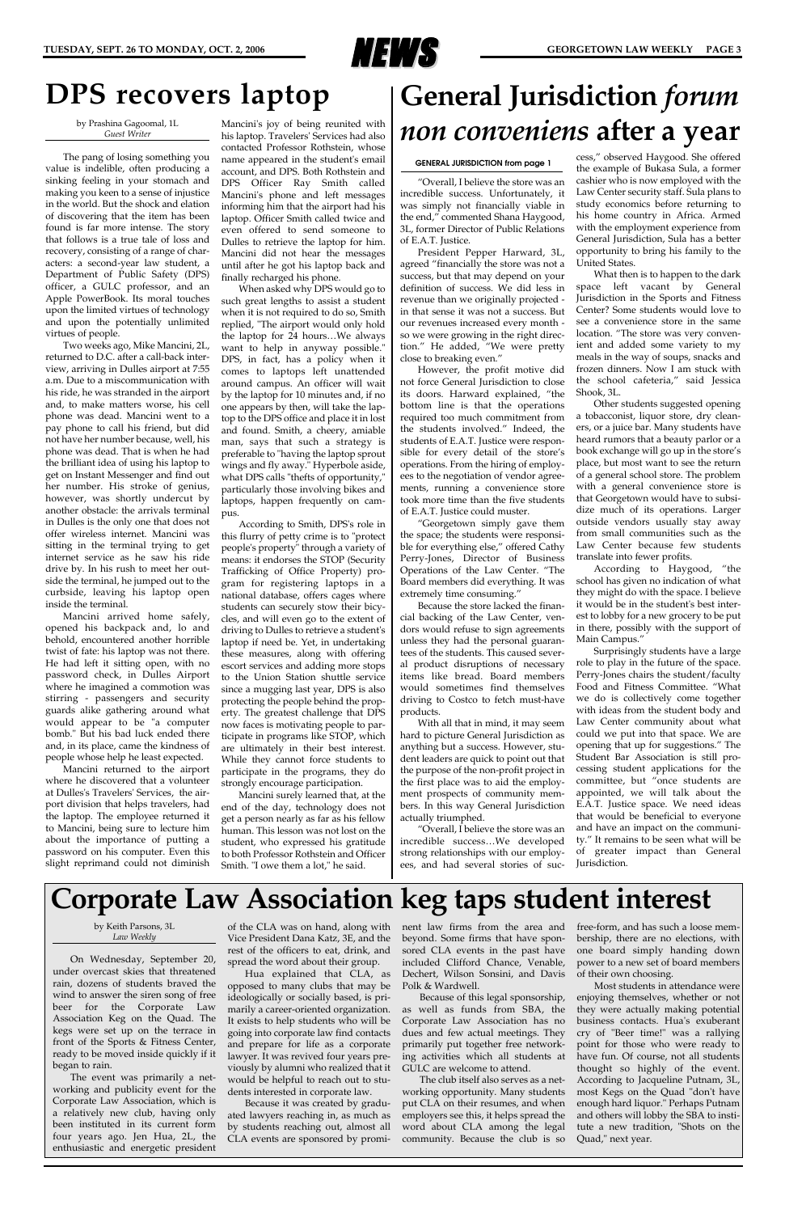# DPS recovers laptop

by Prashina Gagoomal, 1L
*Guest Writer*

The pang of losing something you value is indelible, often producing a sinking feeling in your stomach and making you keen to a sense of injustice in the world. But the shock and elation of discovering that the item has been found is far more intense. The story that follows is a true tale of loss and recovery, consisting of a range of characters: a second-year law student, a Department of Public Safety (DPS) officer, a GULC professor, and an Apple PowerBook. Its moral touches upon the limited virtues of technology and upon the potentially unlimited virtues of people.

Two weeks ago, Mike Mancini, 2L, returned to D.C. after a call-back interview, arriving in Dulles airport at 7:55 a.m. Due to a miscommunication with his ride, he was stranded in the airport and, to make matters worse, his cell phone was dead. Mancini went to a pay phone to call his friend, but did not have her number because, well, his phone was dead. That is when he had the brilliant idea of using his laptop to get on Instant Messenger and find out her number. His stroke of genius, however, was shortly undercut by another obstacle: the arrivals terminal in Dulles is the only one that does not offer wireless internet. Mancini was sitting in the terminal trying to get internet service as he saw his ride drive by. In his rush to meet her outside the terminal, he jumped out to the curbside, leaving his laptop open inside the terminal.

Mancini arrived home safely, opened his backpack and, lo and behold, encountered another horrible twist of fate: his laptop was not there. He had left it sitting open, with no password check, in Dulles Airport where he imagined a commotion was stirring - passengers and security guards alike gathering around what would appear to be "a computer bomb." But his bad luck ended there and, in its place, came the kindness of people whose help he least expected.

Mancini returned to the airport where he discovered that a volunteer at Dulles's Travelers' Services, the airport division that helps travelers, had the laptop. The employee returned it to Mancini, being sure to lecture him about the importance of putting a password on his computer. Even this slight reprimand could not diminish Mancini's joy of being reunited with his laptop. Travelers' Services had also contacted Professor Rothstein, whose name appeared in the student's email account, and DPS. Both Rothstein and DPS Officer Ray Smith called Mancini's phone and left messages informing him that the airport had his laptop. Officer Smith called twice and even offered to send someone to Dulles to retrieve the laptop for him. Mancini did not hear the messages until after he got his laptop back and finally recharged his phone.

When asked why DPS would go to such great lengths to assist a student when it is not required to do so, Smith replied, "The airport would only hold the laptop for 24 hours…We always want to help in anyway possible." DPS, in fact, has a policy when it comes to laptops left unattended around campus. An officer will wait by the laptop for 10 minutes and, if no one appears by then, will take the laptop to the DPS office and place it in lost and found. Smith, a cheery, amiable man, says that such a strategy is preferable to "having the laptop sprout wings and fly away." Hyperbole aside, what DPS calls "thefts of opportunity," particularly those involving bikes and laptops, happen frequently on campus.

According to Smith, DPS's role in this flurry of petty crime is to "protect people's property" through a variety of means: it endorses the STOP (Security Trafficking of Office Property) program for registering laptops in a national database, offers cages where students can securely stow their bicycles, and will even go to the extent of driving to Dulles to retrieve a student's laptop if need be. Yet, in undertaking these measures, along with offering escort services and adding more stops to the Union Station shuttle service since a mugging last year, DPS is also protecting the people behind the property. The greatest challenge that DPS now faces is motivating people to participate in programs like STOP, which are ultimately in their best interest. While they cannot force students to participate in the programs, they do strongly encourage participation.

Mancini surely learned that, at the end of the day, technology does not get a person nearly as far as his fellow human. This lesson was not lost on the student, who expressed his gratitude to both Professor Rothstein and Officer Smith. "I owe them a lot," he said.

# General Jurisdiction *forum non conveniens* after a year

GENERAL JURISDICTION from page 1

"Overall, I believe the store was an incredible success. Unfortunately, it was simply not financially viable in the end," commented Shana Haygood, 3L, former Director of Public Relations of E.A.T. Justice.

President Pepper Harward, 3L, agreed "financially the store was not a success, but that may depend on your definition of success. We did less in revenue than we originally projected - in that sense it was not a success. But our revenues increased every month - so we were growing in the right direction." He added, "We were pretty close to breaking even."

However, the profit motive did not force General Jurisdiction to close its doors. Harward explained, "the bottom line is that the operations required too much commitment from the students involved." Indeed, the students of E.A.T. Justice were responsible for every detail of the store's operations. From the hiring of employees to the negotiation of vendor agreements, running a convenience store took more time than the five students of E.A.T. Justice could muster.

"Georgetown simply gave them the space; the students were responsible for everything else," offered Cathy Perry-Jones, Director of Business Operations of the Law Center. "The Board members did everything. It was extremely time consuming."

Because the store lacked the financial backing of the Law Center, vendors would refuse to sign agreements unless they had the personal guarantees of the students. This caused several product disruptions of necessary items like bread. Board members would sometimes find themselves driving to Costco to fetch must-have products.

With all that in mind, it may seem hard to picture General Jurisdiction as anything but a success. However, student leaders are quick to point out that the purpose of the non-profit project in the first place was to aid the employment prospects of community members. In this way General Jurisdiction actually triumphed.

"Overall, I believe the store was an incredible success…We developed strong relationships with our employees, and had several stories of success," observed Haygood. She offered the example of Bukasa Sula, a former cashier who is now employed with the Law Center security staff. Sula plans to study economics before returning to his home country in Africa. Armed with the employment experience from General Jurisdiction, Sula has a better opportunity to bring his family to the United States.

What then is to happen to the dark space left vacant by General Jurisdiction in the Sports and Fitness Center? Some students would love to see a convenience store in the same location. "The store was very convenient and added some variety to my meals in the way of soups, snacks and frozen dinners. Now I am stuck with the school cafeteria," said Jessica Shook, 3L.

Other students suggested opening a tobacconist, liquor store, dry cleaners, or a juice bar. Many students have heard rumors that a beauty parlor or a book exchange will go up in the store's place, but most want to see the return of a general school store. The problem with a general convenience store is that Georgetown would have to subsidize much of its operations. Larger outside vendors usually stay away from small communities such as the Law Center because few students translate into fewer profits.

According to Haygood, "the school has given no indication of what they might do with the space. I believe it would be in the student's best interest to lobby for a new grocery to be put in there, possibly with the support of Main Campus."

Surprisingly students have a large role to play in the future of the space. Perry-Jones chairs the student/faculty Food and Fitness Committee. "What we do is collectively come together with ideas from the student body and Law Center community about what could we put into that space. We are opening that up for suggestions." The Student Bar Association is still processing student applications for the committee, but "once students are appointed, we will talk about the E.A.T. Justice space. We need ideas that would be beneficial to everyone and have an impact on the community." It remains to be seen what will be of greater impact than General Jurisdiction.

# Corporate Law Association keg taps student interest

by Keith Parsons, 3L
*Law Weekly*

On Wednesday, September 20, under overcast skies that threatened rain, dozens of students braved the wind to answer the siren song of free beer for the Corporate Law Association Keg on the Quad. The kegs were set up on the terrace in front of the Sports & Fitness Center, ready to be moved inside quickly if it began to rain.

The event was primarily a networking and publicity event for the Corporate Law Association, which is a relatively new club, having only been instituted in its current form four years ago. Jen Hua, 2L, the enthusiastic and energetic president of the CLA was on hand, along with Vice President Dana Katz, 3E, and the rest of the officers to eat, drink, and spread the word about their group.

Hua explained that CLA, as opposed to many clubs that may be ideologically or socially based, is primarily a career-oriented organization. It exists to help students who will be going into corporate law find contacts and prepare for life as a corporate lawyer. It was revived four years previously by alumni who realized that it would be helpful to reach out to students interested in corporate law.

Because it was created by graduated lawyers reaching in, as much as by students reaching out, almost all CLA events are sponsored by prominent law firms from the area and beyond. Some firms that have sponsored CLA events in the past have included Clifford Chance, Venable, Dechert, Wilson Sonsini, and Davis Polk & Wardwell.

Because of this legal sponsorship, as well as funds from SBA, the Corporate Law Association has no dues and few actual meetings. They primarily put together free networking activities which all students at GULC are welcome to attend.

The club itself also serves as a networking opportunity. Many students put CLA on their resumes, and when employers see this, it helps spread the word about CLA among the legal community. Because the club is so free-form, and has such a loose membership, there are no elections, with one board simply handing down power to a new set of board members of their own choosing.

Most students in attendance were enjoying themselves, whether or not they were actually making potential business contacts. Hua's exuberant cry of "Beer time!" was a rallying point for those who were ready to have fun. Of course, not all students thought so highly of the event. According to Jacqueline Putnam, 3L, most Kegs on the Quad "don't have enough hard liquor." Perhaps Putnam and others will lobby the SBA to institute a new tradition, "Shots on the Quad," next year.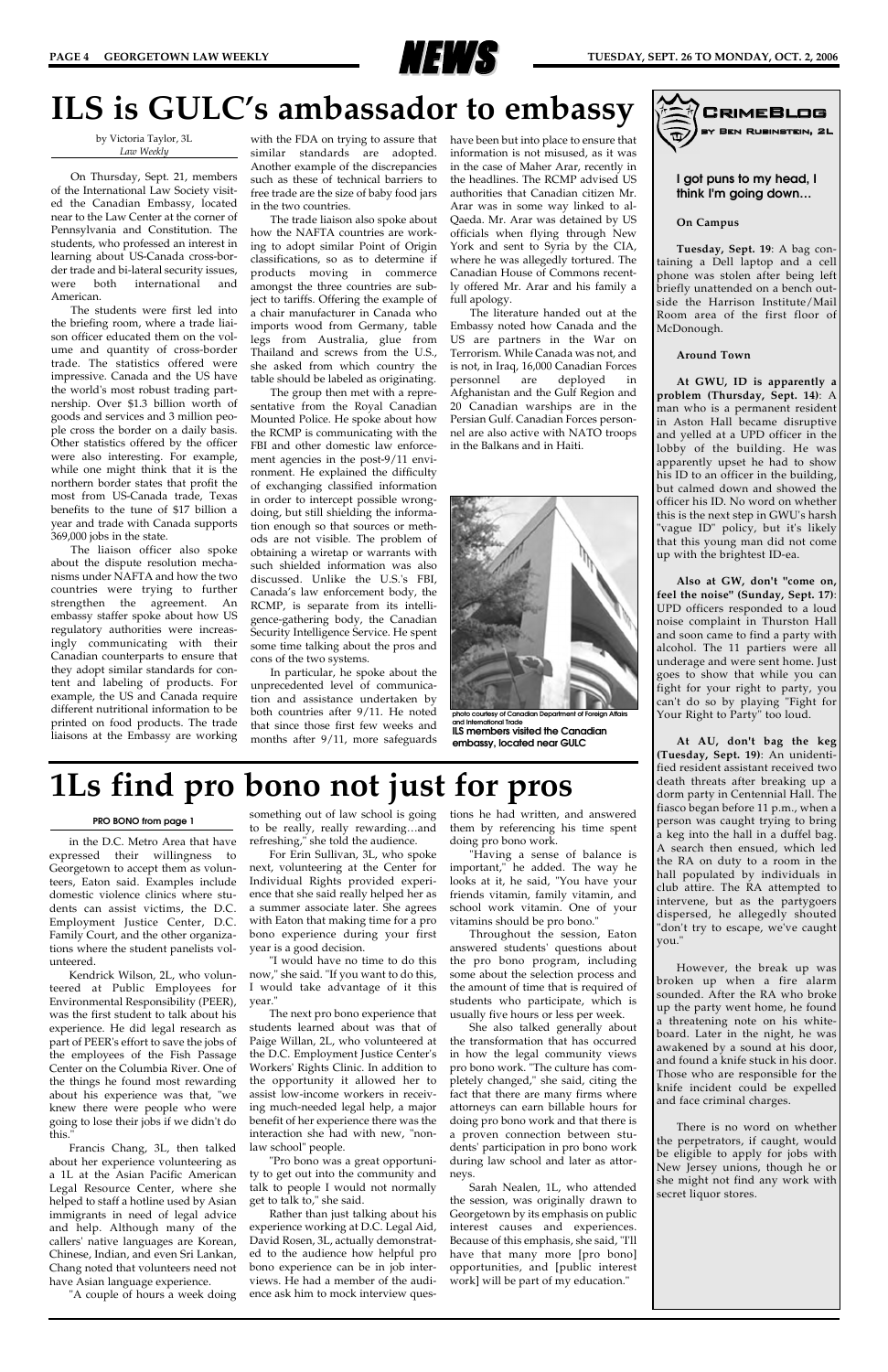# ILS is GULC's ambassador to embassy

by Victoria Taylor, 3L
*Law Weekly*

On Thursday, Sept. 21, members of the International Law Society visited the Canadian Embassy, located near to the Law Center at the corner of Pennsylvania and Constitution. The students, who professed an interest in learning about US-Canada cross-border trade and bi-lateral security issues, were both international and American.

The students were first led into the briefing room, where a trade liaison officer educated them on the volume and quantity of cross-border trade. The statistics offered were impressive. Canada and the US have the world's most robust trading partnership. Over $1.3 billion worth of goods and services and 3 million people cross the border on a daily basis. Other statistics offered by the officer were also interesting. For example, while one might think that it is the northern border states that profit the most from US-Canada trade, Texas benefits to the tune of $17 billion a year and trade with Canada supports 369,000 jobs in the state.

The liaison officer also spoke about the dispute resolution mechanisms under NAFTA and how the two countries were trying to further strengthen the agreement. An embassy staffer spoke about how US regulatory authorities were increasingly communicating with their Canadian counterparts to ensure that they adopt similar standards for content and labeling of products. For example, the US and Canada require different nutritional information to be printed on food products. The trade liaisons at the Embassy are working with the FDA on trying to assure that similar standards are adopted. Another example of the discrepancies such as these of technical barriers to free trade are the size of baby food jars in the two countries.

The trade liaison also spoke about how the NAFTA countries are working to adopt similar Point of Origin classifications, so as to determine if products moving in commerce amongst the three countries are subject to tariffs. Offering the example of a chair manufacturer in Canada who imports wood from Germany, table legs from Australia, glue from Thailand and screws from the U.S., she asked from which country the table should be labeled as originating.

The group then met with a representative from the Royal Canadian Mounted Police. He spoke about how the RCMP is communicating with the FBI and other domestic law enforcement agencies in the post-9/11 environment. He explained the difficulty of exchanging classified information in order to intercept possible wrongdoing, but still shielding the information enough so that sources or methods are not visible. The problem of obtaining a wiretap or warrants with such shielded information was also discussed. Unlike the U.S.'s FBI, Canada's law enforcement body, the RCMP, is separate from its intelligence-gathering body, the Canadian Security Intelligence Service. He spent some time talking about the pros and cons of the two systems.

In particular, he spoke about the unprecedented level of communication and assistance undertaken by both countries after 9/11. He noted that since those first few weeks and months after 9/11, more safeguards have been but into place to ensure that information is not misused, as it was in the case of Maher Arar, recently in the headlines. The RCMP advised US authorities that Canadian citizen Mr. Arar was in some way linked to al-Qaeda. Mr. Arar was detained by US officials when flying through New York and sent to Syria by the CIA, where he was allegedly tortured. The Canadian House of Commons recently offered Mr. Arar and his family a full apology.

The literature handed out at the Embassy noted how Canada and the US are partners in the War on Terrorism. While Canada was not, and is not, in Iraq, 16,000 Canadian Forces personnel are deployed in Afghanistan and the Gulf Region and 20 Canadian warships are in the Persian Gulf. Canadian Forces personnel are also active with NATO troops in the Balkans and in Haiti.

photo courtesy of Canadian Department of Foreign Affairs and International Trade
**ILS members visited the Canadian embassy, located near GULC**

# 1Ls find pro bono not just for pros

**PRO BONO from page 1**

in the D.C. Metro Area that have expressed their willingness to Georgetown to accept them as volunteers, Eaton said. Examples include domestic violence clinics where students can assist victims, the D.C. Employment Justice Center, D.C. Family Court, and the other organizations where the student panelists volunteered.

Kendrick Wilson, 2L, who volunteered at Public Employees for Environmental Responsibility (PEER), was the first student to talk about his experience. He did legal research as part of PEER's effort to save the jobs of the employees of the Fish Passage Center on the Columbia River. One of the things he found most rewarding about his experience was that, "we knew there were people who were going to lose their jobs if we didn't do this."

Francis Chang, 3L, then talked about her experience volunteering as a 1L at the Asian Pacific American Legal Resource Center, where she helped to staff a hotline used by Asian immigrants in need of legal advice and help. Although many of the callers' native languages are Korean, Chinese, Indian, and even Sri Lankan, Chang noted that volunteers need not have Asian language experience.

"A couple of hours a week doing something out of law school is going to be really, really rewarding…and refreshing," she told the audience.

For Erin Sullivan, 3L, who spoke next, volunteering at the Center for Individual Rights provided experience that she said really helped her as a summer associate later. She agrees with Eaton that making time for a pro bono experience during your first year is a good decision.

"I would have no time to do this now," she said. "If you want to do this, I would take advantage of it this year."

The next pro bono experience that students learned about was that of Paige Willan, 2L, who volunteered at the D.C. Employment Justice Center's Workers' Rights Clinic. In addition to the opportunity it allowed her to assist low-income workers in receiving much-needed legal help, a major benefit of her experience there was the interaction she had with new, "non-law school" people.

"Pro bono was a great opportunity to get out into the community and talk to people I would not normally get to talk to," she said.

Rather than just talking about his experience working at D.C. Legal Aid, David Rosen, 3L, actually demonstrated to the audience how helpful pro bono experience can be in job interviews. He had a member of the audience ask him to mock interview questions he had written, and answered them by referencing his time spent doing pro bono work.

"Having a sense of balance is important," he added. The way he looks at it, he said, "You have your friends vitamin, family vitamin, and school work vitamin. One of your vitamins should be pro bono."

Throughout the session, Eaton answered students' questions about the pro bono program, including some about the selection process and the amount of time that is required of students who participate, which is usually five hours or less per week.

She also talked generally about the transformation that has occurred in how the legal community views pro bono work. "The culture has completely changed," she said, citing the fact that there are many firms where attorneys can earn billable hours for doing pro bono work and that there is a proven connection between students' participation in pro bono work during law school and later as attorneys.

Sarah Nealen, 1L, who attended the session, was originally drawn to Georgetown by its emphasis on public interest causes and experiences. Because of this emphasis, she said, "I'll have that many more [pro bono] opportunities, and [public interest work] will be part of my education."

## CrimeBlog

by Ben Rubinstein, 2L

**I got puns to my head, I think I'm going down…**

**On Campus**

**Tuesday, Sept. 19**: A bag containing a Dell laptop and a cell phone was stolen after being left briefly unattended on a bench outside the Harrison Institute/Mail Room area of the first floor of McDonough.

**Around Town**

**At GWU, ID is apparently a problem (Thursday, Sept. 14)**: A man who is a permanent resident in Aston Hall became disruptive and yelled at a UPD officer in the lobby of the building. He was apparently upset he had to show his ID to an officer in the building, but calmed down and showed the officer his ID. No word on whether this is the next step in GWU's harsh "vague ID" policy, but it's likely that this young man did not come up with the brightest ID-ea.

**Also at GW, don't "come on, feel the noise" (Sunday, Sept. 17)**: UPD officers responded to a loud noise complaint in Thurston Hall and soon came to find a party with alcohol. The 11 partiers were all underage and were sent home. Just goes to show that while you can fight for your right to party, you can't do so by playing "Fight for Your Right to Party" too loud.

**At AU, don't bag the keg (Tuesday, Sept. 19)**: An unidentified resident assistant received two death threats after breaking up a dorm party in Centennial Hall. The fiasco began before 11 p.m., when a person was caught trying to bring a keg into the hall in a duffel bag. A search then ensued, which led the RA on duty to a room in the hall populated by individuals in club attire. The RA attempted to intervene, but as the partygoers dispersed, he allegedly shouted "don't try to escape, we've caught you."

However, the break up was broken up when a fire alarm sounded. After the RA who broke up the party went home, he found a threatening note on his whiteboard. Later in the night, he was awakened by a sound at his door, and found a knife stuck in his door. Those who are responsible for the knife incident could be expelled and face criminal charges.

There is no word on whether the perpetrators, if caught, would be eligible to apply for jobs with New Jersey unions, though he or she might not find any work with secret liquor stores.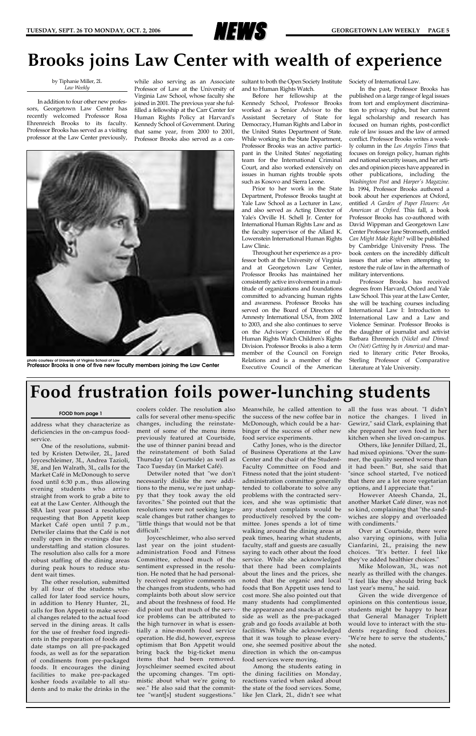# Brooks joins Law Center with wealth of experience

by Tiphanie Miller, 2L
*Law Weekly*

In addition to four other new professors, Georgetown Law Center has recently welcomed Professor Rosa Ehrenreich Brooks to its faculty. Professor Brooks has served as a visiting professor at the Law Center previously, while also serving as an Associate Professor of Law at the University of Virginia Law School, whose faculty she joined in 2001. The previous year she fulfilled a fellowship at the Carr Center for Human Rights Policy at Harvard's Kennedy School of Government. During that same year, from 2000 to 2001, Professor Brooks also served as a consultant to both the Open Society Institute and to Human Rights Watch.

Before her fellowship at the Kennedy School, Professor Brooks worked as a Senior Advisor to the Assistant Secretary of State for Democracy, Human Rights and Labor in the United States Department of State. While working in the State Department, Professor Brooks was an active participant in the United States' negotiating team for the International Criminal Court, and also worked extensively on issues in human rights trouble spots such as Kosovo and Sierra Leone.

Prior to her work in the State Department, Professor Brooks taught at Yale Law School as a Lecturer in Law, and also served as Acting Director of Yale's Orville H. Schell Jr. Center for International Human Rights Law and as the faculty supervisor of the Allard K. Lowenstein International Human Rights Law Clinic.

Throughout her experience as a professor both at the University of Virginia and at Georgetown Law Center, Professor Brooks has maintained her consistently active involvement in a multitude of organizations and foundations committed to advancing human rights and awareness. Professor Brooks has served on the Board of Directors of Amnesty International USA, from 2002 to 2003, and she also continues to serve on the Advisory Committee of the Human Rights Watch Children's Rights Division. Professor Brooks is also a term member of the Council on Foreign Relations and is a member of the Executive Council of the American Society of International Law.

In the past, Professor Brooks has published on a large range of legal issues from tort and employment discrimination to privacy rights, but her current legal scholarship and research has focused on human rights, post-conflict rule of law issues and the law of armed conflict. Professor Brooks writes a weekly column in the *Los Angeles Times* that focuses on foreign policy, human rights and national security issues, and her articles and opinion pieces have appeared in other publications, including the *Washington Post* and *Harper's Magazine*. In 1994, Professor Brooks authored a book about her experiences at Oxford, entitled *A Garden of Paper Flowers: An American at Oxford*. This fall, a book Professor Brooks has co-authored with David Wippman and Georgetown Law Center Professor Jane Stromseth, entitled *Can Might Make Right?* will be published by Cambridge University Press. The book centers on the incredibly difficult issues that arise when attempting to restore the rule of law in the aftermath of military interventions.

Professor Brooks has received degrees from Harvard, Oxford and Yale Law School. This year at the Law Center, she will be teaching courses including International Law I: Introduction to International Law and a Law and Violence Seminar. Professor Brooks is the daughter of journalist and activist Barbara Ehrenreich (*Nickel and Dimed: On (Not) Getting by in America*) and married to literary critic Peter Brooks, Sterling Professor of Comparative Literature at Yale University.

photo courtesy of University of Virginia School of Law
**Professor Brooks is one of five new faculty members joining the Law Center**

# Food frustration foils power-lunching students

**FOOD from page 1**

address what they characterize as deficiencies in the on-campus foodservice.

One of the resolutions, submitted by Kristen Detwiler, 2L, Jared Joyceschleimer, 3L, Andrea Tazioli, 3E, and Jen Walrath, 3L, calls for the Market Café in McDonough to serve food until 6:30 p.m., thus allowing evening students who arrive straight from work to grab a bite to eat at the Law Center. Although the SBA last year passed a resolution requesting that Bon Appetit keep Market Café open until 7 p.m., Detwiler claims that the Café is not really open in the evenings due to understaffing and station closures. The resolution also calls for a more robust staffing of the dining areas during peak hours to reduce student wait times.

The other resolution, submitted by all four of the students who called for later food service hours, in addition to Henry Hunter, 2L, calls for Bon Appetit to make several changes related to the actual food served in the dining areas. It calls for the use of fresher food ingredients in the preparation of foods and date stamps on all pre-packaged foods, as well as for the separation of condiments from pre-packaged foods. It encourages the dining facilities to make pre-packaged kosher foods available to all students and to make the drinks in the coolers colder. The resolution also calls for several other menu-specific changes, including the reinstatement of some of the menu items previously featured at Courtside, the use of thinner panini bread and the reinstatement of both Salad Thursday (at Courtside) as well as Taco Tuesday (in Market Café).

Detwiler noted that "we don't necessarily dislike the new additions to the menu, we're just unhappy that they took away the old favorites." She pointed out that the resolutions were not seeking large-scale changes but rather changes to "little things that would not be that difficult."

Joyceschleimer, who also served last year on the joint student-administration Food and Fitness Committee, echoed much of the sentiment expressed in the resolution. He noted that he had personally received negative comments on the changes from students, who had complaints both about slow service and about the freshness of food. He did point out that much of the service problems can be attributed to the high turnover in what is essentially a nine-month food service operation. He did, however, express optimism that Bon Appetit would bring back the big-ticket menu items that had been removed. Joyschleimer seemed excited about the upcoming changes. "I'm optimistic about what we're going to see." He also said that the committee "want[s] student suggestions." Meanwhile, he called attention to the success of the new coffee bar in McDonough, which could be a harbinger of the success of other new food service experiments.

Cathy Jones, who is the director of Business Operations at the Law Center and the chair of the Student-Faculty Committee on Food and Fitness noted that the joint student-administration committee generally tended to collaborate to solve any problems with the contracted services, and she was optimistic that any student complaints would be productively resolved by the committee. Jones spends a lot of time walking around the dining areas at peak times, hearing what students, faculty, staff and guests are casually saying to each other about the food service. While she acknowledged that there had been complaints about the lines and the prices, she noted that the organic and local foods that Bon Appetit uses tend to cost more. She also pointed out that many students had complimented the appearance and snacks at courtside as well as the pre-packaged grab and go foods available at both facilities. While she acknowledged that it was tough to please everyone, she seemed positive about the direction in which the on-campus food services were moving.

Among the students eating in the dining facilities on Monday, reactions varied when asked about the state of the food services. Some, like Jen Clark, 2L, didn't see what all the fuss was about. "I didn't notice the changes. I lived in Gewirz," said Clark, explaining that she prepared her own food in her kitchen when she lived on-campus.

Others, like Jennifer Dillard, 2L, had mixed opinions. "Over the summer, the quality seemed worse than it had been." But, she said that "since school started, I've noticed that there are a lot more vegetarian options, and I appreciate that."

However Ateesh Chanda, 2L, another Market Café diner, was not so kind, complaining that "the sandwiches are sloppy and overloaded with condiments."

Over at Courtside, there were also varying opinions, with Julia Cianfarini, 2L, praising the new choices. "It's better. I feel like they've added healthier choices."

Mike Molowan, 3L, was not nearly as thrilled with the changes. "I feel like they should bring back last year's menu," he said.

Given the wide divergence of opinions on this contentious issue, students might be happy to hear that General Manager Triplett would love to interact with the students regarding food choices. "We're here to serve the students," she noted.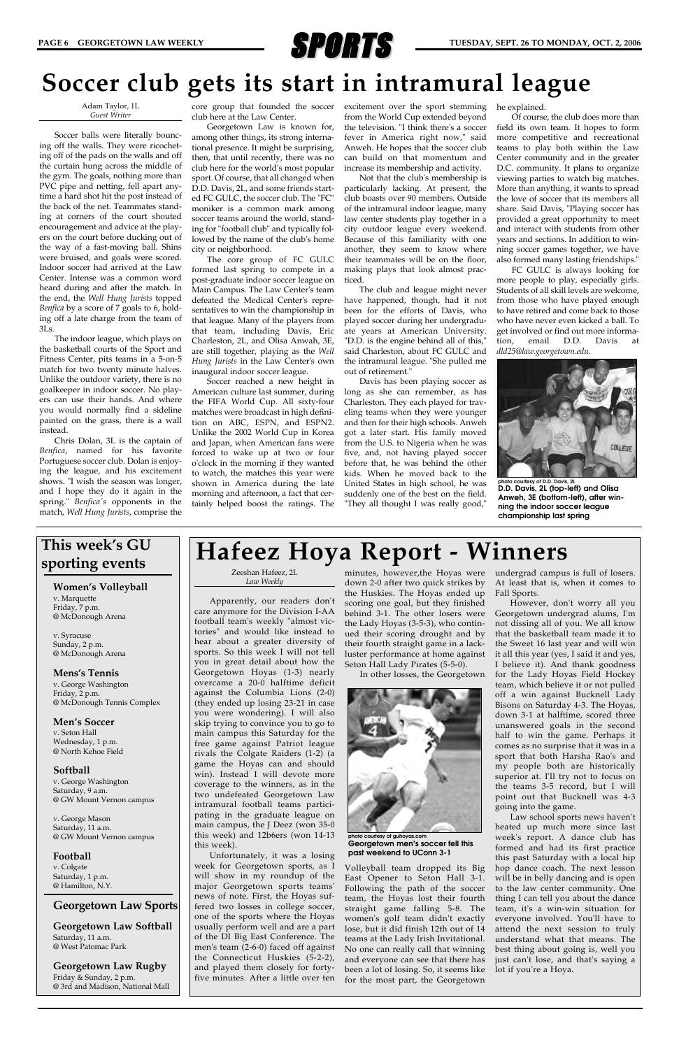# SPORTS

# Soccer club gets its start in intramural league

Adam Taylor, 1L
*Guest Writer*

Soccer balls were literally bouncing off of the walls. They were ricocheting off of the pads on the walls and off the curtain hung across the middle of the gym. The goals, nothing more than PVC pipe and netting, fell apart anytime a hard shot hit the post instead of the back of the net. Teammates standing at corners of the court shouted encouragement and advice at the players on the court before ducking out of the way of a fast-moving ball. Shins were bruised, and goals were scored. Indoor soccer had arrived at the Law Center. Intense was a common word heard during and after the match. In the end, the *Well Hung Jurists* topped *Benfica* by a score of 7 goals to 6, holding off a late charge from the team of 3Ls.

The indoor league, which plays on the basketball courts of the Sport and Fitness Center, pits teams in a 5-on-5 match for two twenty minute halves. Unlike the outdoor variety, there is no goalkeeper in indoor soccer. No players can use their hands. And where you would normally find a sideline painted on the grass, there is a wall instead.

Chris Dolan, 3L is the captain of *Benfica*, named for his favorite Portuguese soccer club. Dolan is enjoying the league, and his excitement shows. "I wish the season was longer, and I hope they do it again in the spring." *Benfica's* opponents in the match, *Well Hung Jurists*, comprise the core group that founded the soccer club here at the Law Center.

Georgetown Law is known for, among other things, its strong international presence. It might be surprising, then, that until recently, there was no club here for the world's most popular sport. Of course, that all changed when D.D. Davis, 2L, and some friends started FC GULC, the soccer club. The "FC" moniker is a common mark among soccer teams around the world, standing for "football club" and typically followed by the name of the club's home city or neighborhood.

The core group of FC GULC formed last spring to compete in a post-graduate indoor soccer league on Main Campus. The Law Center's team defeated the Medical Center's representatives to win the championship in that league. Many of the players from that team, including Davis, Eric Charleston, 2L, and Olisa Anwah, 3E, are still together, playing as the *Well Hung Jurists* in the Law Center's own inaugural indoor soccer league.

Soccer reached a new height in American culture last summer, during the FIFA World Cup. All sixty-four matches were broadcast in high definition on ABC, ESPN, and ESPN2. Unlike the 2002 World Cup in Korea and Japan, when American fans were forced to wake up at two or four o'clock in the morning if they wanted to watch, the matches this year were shown in America during the late morning and afternoon, a fact that certainly helped boost the ratings. The excitement over the sport stemming from the World Cup extended beyond the television. "I think there's a soccer fever in America right now," said Anweh. He hopes that the soccer club can build on that momentum and increase its membership and activity.

Not that the club's membership is particularly lacking. At present, the club boasts over 90 members. Outside of the intramural indoor league, many law center students play together in a city outdoor league every weekend. Because of this familiarity with one another, they seem to know where their teammates will be on the floor, making plays that look almost practiced.

The club and league might never have happened, though, had it not been for the efforts of Davis, who played soccer during her undergraduate years at American University. "D.D. is the engine behind all of this," said Charleston, about FC GULC and the intramural league. "She pulled me out of retirement."

Davis has been playing soccer as long as she can remember, as has Charleston. They each played for traveling teams when they were younger and then for their high schools. Anweh got a later start. His family moved from the U.S. to Nigeria when he was five, and, not having played soccer before that, he was behind the other kids. When he moved back to the United States in high school, he was suddenly one of the best on the field. "They all thought I was really good," he explained.

Of course, the club does more than field its own team. It hopes to form more competitive and recreational teams to play both within the Law Center community and in the greater D.C. community. It plans to organize viewing parties to watch big matches. More than anything, it wants to spread the love of soccer that its members all share. Said Davis, "Playing soccer has provided a great opportunity to meet and interact with students from other years and sections. In addition to winning soccer games together, we have also formed many lasting friendships."

FC GULC is always looking for more people to play, especially girls. Students of all skill levels are welcome, from those who have played enough to have retired and come back to those who have never even kicked a ball. To get involved or find out more information, email D.D. Davis at *dld25@law.georgetown.edu*.

photo courtesy of D.D. Davis, 2L
**D.D. Davis, 2L (top-left) and Olisa Anweh, 3E (bottom-left), after winning the indoor soccer league championship last spring**

## This week's GU sporting events

**Women's Volleyball**
v. Marquette
Friday, 7 p.m.
@ McDonough Arena

v. Syracuse
Sunday, 2 p.m.
@ McDonough Arena

**Mens's Tennis**
v. George Washington
Friday, 2 p.m.
@ McDonough Tennis Complex

**Men's Soccer**
v. Seton Hall
Wednesday, 1 p.m.
@ North Kehoe Field

**Softball**
v. George Washington
Saturday, 9 a.m.
@ GW Mount Vernon campus

v. George Mason
Saturday, 11 a.m.
@ GW Mount Vernon campus

**Football**
v. Colgate
Saturday, 1 p.m.
@ Hamilton, N.Y.

### Georgetown Law Sports

**Georgetown Law Softball**
Saturday, 11 a.m.
@ West Patomac Park

**Georgetown Law Rugby**
Friday & Sunday, 2 p.m.
@ 3rd and Madison, National Mall

# Hafeez Hoya Report - Winners

Zeeshan Hafeez, 2L
*Law Weekly*

Apparently, our readers don't care anymore for the Division I-AA football team's weekly "almost victories" and would like instead to hear about a greater diversity of sports. So this week I will not tell you in great detail about how the Georgetown Hoyas (1-3) nearly overcame a 20-0 halftime deficit against the Columbia Lions (2-0) (they ended up losing 23-21 in case you were wondering). I will also skip trying to convince you to go to main campus this Saturday for the free game against Patriot league rivals the Colgate Raiders (1-2) (a game the Hoyas can and should win). Instead I will devote more coverage to the winners, as in the two undefeated Georgetown Law intramural football teams participating in the graduate league on main campus, the J Deez (won 35-0 this week) and 12b6ers (won 14-13 this week).

Unfortunately, it was a losing week for Georgetown sports, as I will show in my roundup of the major Georgetown sports teams' news of note. First, the Hoyas suffered two losses in college soccer, one of the sports where the Hoyas usually perform well and are a part of the DI Big East Conference. The men's team (2-6-0) faced off against the Connecticut Huskies (5-2-2), and played them closely for forty-five minutes. After a little over ten minutes, however,the Hoyas were down 2-0 after two quick strikes by the Huskies. The Hoyas ended up scoring one goal, but they finished behind 3-1. The other losers were the Lady Hoyas (3-5-3), who continued their scoring drought and by their fourth straight game in a lackluster performance at home against Seton Hall Lady Pirates (5-5-0).

In other losses, the Georgetown

photo courtesy of guhoyas.com
**Georgetown men's soccer fell this past weekend to UConn 3-1**

Volleyball team dropped its Big East Opener to Seton Hall 3-1. Following the path of the soccer team, the Hoyas lost their fourth straight game falling 5-8. The women's golf team didn't exactly lose, but it did finish 12th out of 14 teams at the Lady Irish Invitational. No one can really call that winning and everyone can see that there has been a lot of losing. So, it seems like for the most part, the Georgetown undergrad campus is full of losers. At least that is, when it comes to Fall Sports.

However, don't worry all you Georgetown undergrad alums, I'm not dissing all of you. We all know that the basketball team made it to the Sweet 16 last year and will win it all this year (yes, I said it and yes, I believe it). And thank goodness for the Lady Hoyas Field Hockey team, which believe it or not pulled off a win against Bucknell Lady Bisons on Saturday 4-3. The Hoyas, down 3-1 at halftime, scored three unanswered goals in the second half to win the game. Perhaps it comes as no surprise that it was in a sport that both Harsha Rao's and my people both are historically superior at. I'll try not to focus on the teams 3-5 record, but I will point out that Bucknell was 4-3 going into the game.

Law school sports news haven't heated up much more since last week's report. A dance club has formed and had its first practice this past Saturday with a local hip hop dance coach. The next lesson will be in belly dancing and is open to the law center community. One thing I can tell you about the dance team, it's a win-win situation for everyone involved. You'll have to attend the next session to truly understand what that means. The best thing about going is, well you just can't lose, and that's saying a lot if you're a Hoya.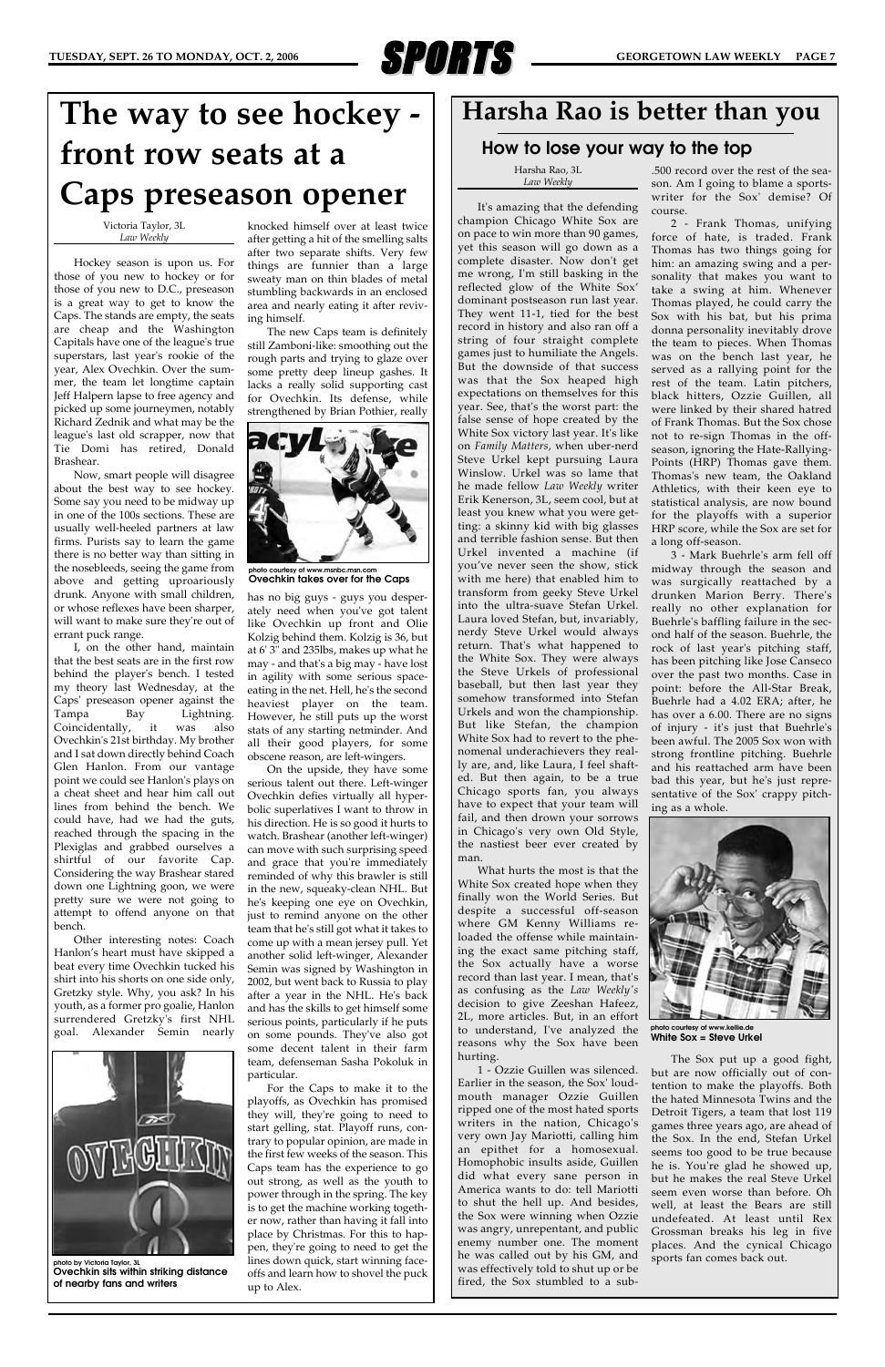# The way to see hockey - front row seats at a Caps preseason opener

Victoria Taylor, 3L
*Law Weekly*

Hockey season is upon us. For those of you new to hockey or for those of you new to D.C., preseason is a great way to get to know the Caps. The stands are empty, the seats are cheap and the Washington Capitals have one of the league's true superstars, last year's rookie of the year, Alex Ovechkin. Over the summer, the team let longtime captain Jeff Halpern lapse to free agency and picked up some journeymen, notably Richard Zednik and what may be the league's last old scrapper, now that Tie Domi has retired, Donald Brashear.

Now, smart people will disagree about the best way to see hockey. Some say you need to be midway up in one of the 100s sections. These are usually well-heeled partners at law firms. Purists say to learn the game there is no better way than sitting in the nosebleeds, seeing the game from above and getting uproariously drunk. Anyone with small children, or whose reflexes have been sharper, will want to make sure they're out of errant puck range.

I, on the other hand, maintain that the best seats are in the first row behind the player's bench. I tested my theory last Wednesday, at the Caps' preseason opener against the Tampa Bay Lightning. Coincidentally, it was also Ovechkin's 21st birthday. My brother and I sat down directly behind Coach Glen Hanlon. From our vantage point we could see Hanlon's plays on a cheat sheet and hear him call out lines from behind the bench. We could have, had we had the guts, reached through the spacing in the Plexiglas and grabbed ourselves a shirtful of our favorite Cap. Considering the way Brashear stared down one Lightning goon, we were pretty sure we were not going to attempt to offend anyone on that bench.

Other interesting notes: Coach Hanlon's heart must have skipped a beat every time Ovechkin tucked his shirt into his shorts on one side only, Gretzky style. Why, you ask? In his youth, as a former pro goalie, Hanlon surrendered Gretzky's first NHL goal. Alexander Semin nearly knocked himself over at least twice after getting a hit of the smelling salts after two separate shifts. Very few things are funnier than a large sweaty man on thin blades of metal stumbling backwards in an enclosed area and nearly eating it after reviving himself.

photo by Victoria Taylor, 3L
**Ovechkin sits within striking distance of nearby fans and writers**

The new Caps team is definitely still Zamboni-like: smoothing out the rough parts and trying to glaze over some pretty deep lineup gashes. It lacks a really solid supporting cast for Ovechkin. Its defense, while strengthened by Brian Pothier, really has no big guys - guys you desperately need when you've got talent like Ovechkin up front and Olie Kolzig behind them. Kolzig is 36, but at 6' 3" and 235lbs, makes up what he may - and that's a big may - have lost in agility with some serious space-eating in the net. Hell, he's the second heaviest player on the team. However, he still puts up the worst stats of any starting netminder. And all their good players, for some obscene reason, are left-wingers.

photo courtesy of www.msnbc.msn.com
**Ovechkin takes over for the Caps**

On the upside, they have some serious talent out there. Left-winger Ovechkin defies virtually all hyperbolic superlatives I want to throw in his direction. He is so good it hurts to watch. Brashear (another left-winger) can move with such surprising speed and grace that you're immediately reminded of why this brawler is still in the new, squeaky-clean NHL. But he's keeping one eye on Ovechkin, just to remind anyone on the other team that he's still got what it takes to come up with a mean jersey pull. Yet another solid left-winger, Alexander Semin was signed by Washington in 2002, but went back to Russia to play after a year in the NHL. He's back and has the skills to get himself some serious points, particularly if he puts on some pounds. They've also got some decent talent in their farm team, defenseman Sasha Pokoluk in particular.

For the Caps to make it to the playoffs, as Ovechkin has promised they will, they're going to need to start gelling, stat. Playoff runs, contrary to popular opinion, are made in the first few weeks of the season. This Caps team has the experience to go out strong, as well as the youth to power through in the spring. The key is to get the machine working together now, rather than having it fall into place by Christmas. For this to happen, they're going to need to get the lines down quick, start winning face-offs and learn how to shovel the puck up to Alex.

# Harsha Rao is better than you

## How to lose your way to the top

Harsha Rao, 3L
*Law Weekly*

It's amazing that the defending champion Chicago White Sox are on pace to win more than 90 games, yet this season will go down as a complete disaster. Now don't get me wrong, I'm still basking in the reflected glow of the White Sox' dominant postseason run last year. They went 11-1, tied for the best record in history and also ran off a string of four straight complete games just to humiliate the Angels. But the downside of that success was that the Sox heaped high expectations on themselves for this year. See, that's the worst part: the false sense of hope created by the White Sox victory last year. It's like on *Family Matters,* when uber-nerd Steve Urkel kept pursuing Laura Winslow. Urkel was so lame that he made fellow *Law Weekly* writer Erik Kenerson, 3L, seem cool, but at least you knew what you were getting: a skinny kid with big glasses and terrible fashion sense. But then Urkel invented a machine (if you've never seen the show, stick with me here) that enabled him to transform from geeky Steve Urkel into the ultra-suave Stefan Urkel. Laura loved Stefan, but, invariably, nerdy Steve Urkel would always return. That's what happened to the White Sox. They were always the Steve Urkels of professional baseball, but then last year they somehow transformed into Stefan Urkels and won the championship. But like Stefan, the champion White Sox had to revert to the phenomenal underachievers they really are, and, like Laura, I feel shafted. But then again, to be a true Chicago sports fan, you always have to expect that your team will fail, and then drown your sorrows in Chicago's very own Old Style, the nastiest beer ever created by man.

What hurts the most is that the White Sox created hope when they finally won the World Series. But despite a successful off-season where GM Kenny Williams reloaded the offense while maintaining the exact same pitching staff, the Sox actually have a worse record than last year. I mean, that's as confusing as the *Law Weekly's* decision to give Zeeshan Hafeez, 2L, more articles. But, in an effort to understand, I've analyzed the reasons why the Sox have been hurting.

1 - Ozzie Guillen was silenced. Earlier in the season, the Sox' loud-mouth manager Ozzie Guillen ripped one of the most hated sports writers in the nation, Chicago's very own Jay Mariotti, calling him an epithet for a homosexual. Homophobic insults aside, Guillen did what every sane person in America wants to do: tell Mariotti to shut the hell up. And besides, the Sox were winning when Ozzie was angry, unrepentant, and public enemy number one. The moment he was called out by his GM, and was effectively told to shut up or be fired, the Sox stumbled to a sub-.500 record over the rest of the season. Am I going to blame a sports-writer for the Sox' demise? Of course.

2 - Frank Thomas, unifying force of hate, is traded. Frank Thomas has two things going for him: an amazing swing and a personality that makes you want to take a swing at him. Whenever Thomas played, he could carry the Sox with his bat, but his prima donna personality inevitably drove the team to pieces. When Thomas was on the bench last year, he served as a rallying point for the rest of the team. Latin pitchers, black hitters, Ozzie Guillen, all were linked by their shared hatred of Frank Thomas. But the Sox chose not to re-sign Thomas in the off-season, ignoring the Hate-Rallying-Points (HRP) Thomas gave them. Thomas's new team, the Oakland Athletics, with their keen eye to statistical analysis, are now bound for the playoffs with a superior HRP score, while the Sox are set for a long off-season.

3 - Mark Buehrle's arm fell off midway through the season and was surgically reattached by a drunken Marion Berry. There's really no other explanation for Buehrle's baffling failure in the second half of the season. Buehrle, the rock of last year's pitching staff, has been pitching like Jose Canseco over the past two months. Case in point: before the All-Star Break, Buehrle had a 4.02 ERA; after, he has over a 6.00. There are no signs of injury - it's just that Buehrle's been awful. The 2005 Sox won with strong frontline pitching. Buehrle and his reattached arm have been bad this year, but he's just representative of the Sox' crappy pitching as a whole.

photo courtesy of www.kellie.de
**White Sox = Steve Urkel**

The Sox put up a good fight, but are now officially out of contention to make the playoffs. Both the hated Minnesota Twins and the Detroit Tigers, a team that lost 119 games three years ago, are ahead of the Sox. In the end, Stefan Urkel seems too good to be true because he is. You're glad he showed up, but he makes the real Steve Urkel seem even worse than before. Oh well, at least the Bears are still undefeated. At least until Rex Grossman breaks his leg in five places. And the cynical Chicago sports fan comes back out.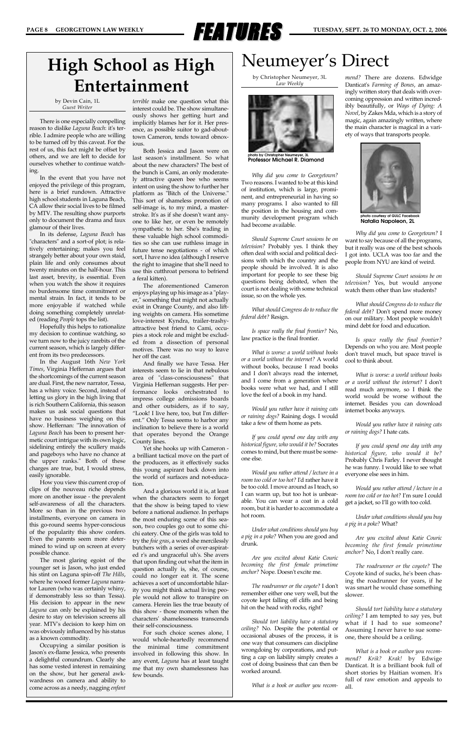# High School as High Entertainment

by Devin Cain, 1L
*Guest Writer*

There is one especially compelling reason to dislike *Laguna Beach*: it's terrible. I admire people who are willing to be turned off by this caveat. For the rest of us, this fact might be offset by others, and we are left to decide for ourselves whether to continue watching.

In the event that you have not enjoyed the privilege of this program, here is a brief rundown. Attractive high school students in Laguna Beach, CA allow their social lives to be filmed by MTV. The resulting show purports only to document the drama and faux glamour of their lives.

In its defense, *Laguna Beach* has "characters" and a sort-of plot; is relatively entertaining; makes you feel strangely better about your own staid, plain life and only consumes about twenty minutes on the half-hour. This last asset, brevity, is essential. Even when you watch the show it requires no burdensome time commitment or mental strain. In fact, it tends to be more enjoyable if watched while doing something completely unrelated (reading *People* tops the list).

Hopefully this helps to rationalize my decision to continue watching, so we turn now to the juicy rarebits of the current season, which is largely different from its two predecessors.

In the August 16th *New York Times*, Virginia Heffernan argues that the shortcomings of the current season are dual. First, the new narrator, Tessa, has a whiny voice. Second, instead of letting us glory in the high living that is rich Southern California, this season makes us ask social questions that have no business weighing on this show. Heffernan: "The innovation of *Laguna Beach* has been to present hermetic court intrigue with its own logic, sidelining entirely the scullery maids and pageboys who have no chance at the upper ranks." Both of these charges are true, but, I would stress, easily ignorable.

How you view this current crop of clips of the nouveau riche depends more on another issue - the prevalent self-awareness of all the characters. More so than in the previous two installments, everyone on camera in this go-round seems hyper-conscious of the popularity this show confers. Even the parents seem more determined to wind up on screen at every possible chance.

The most glaring egoist of the younger set is Jason, who just ended his stint on Laguna spin-off *The Hills*, where he wooed former *Laguna* narrator Lauren (who was certainly whiny, if demonstrably less so than Tessa). His decision to appear in the new *Laguna* can only be explained by his desire to stay on television screens all year. MTV's decision to keep him on was obviously influenced by his status as a known commodity.

Occupying a similar position is Jason's ex-flame Jessica, who presents a delightful conundrum. Clearly she has some vested interest in remaining on the show, but her general awkwardness on camera and ability to come across as a needy, nagging *enfant terrible* make one question what this interest could be. The show simultaneously shows her getting hurt and implicitly blames her for it. Her presence, as possible suitor to gad-about-town Cameron, tends toward obnoxious.

Both Jessica and Jason were on last season's installment. So what about the new characters? The best of the bunch is Cami, an only moderately attractive queen bee who seems intent on using the show to further her platform as "Bitch of the Universe." This sort of shameless promotion of self-image is, to my mind, a masterstroke. It's as if she doesn't want anyone to like her, or even be remotely sympathetic to her. She's trading in these valuable high school commodities so she can use ruthless image in future tense negotiations - of which sort, I have no idea (although I reserve the right to imagine that she'll need to use this cutthroat persona to befriend a feral kitten).

The aforementioned Cameron enjoys playing up his image as a "player," something that might not actually exist in Orange County, and also lifting weights on camera. His sometime love-interest Kyndra, trailer-trashy-attractive best friend to Cami, occupies a stock role and might be excluded from a dissection of personal motives. There was no way to leave her off the cast.

And finally we have Tessa. Her interests seem to lie in that nebulous area of "class-consciousness" that Virginia Heffernan suggests. Her performance looks orchestrated to impress college admissions boards and other outsiders, as if to say, "Look! I live here, too, but I'm different." Only Tessa seems to harbor any inclination to believe there is a world that operates beyond the Orange County lines.

Yet she hooks up with Cameron - a brilliant tactical move on the part of the producers, as it effectively sucks this young aspirant back down into the world of surfaces and not-education.

And a glorious world it is, at least when the characters seem to forget that the show is being taped to view before a national audience. In perhaps the most enduring scene of this season, two couples go out to some chi-chi eatery. One of the girls was told to try the *foie gras*, a word she mercilessly butchers with a series of over-aspirated r's and ungraceful uh's. She avers that upon finding out what the item in question actually is, she, of course, could no longer eat it. The scene achieves a sort of uncomfortable hilarity you might think actual living people would not allow to transpire on camera. Herein lies the true beauty of this show - those moments when the characters' shamelessness transcends their self-consciousness.

For such choice scenes alone, I would whole-heartedly recommend the minimal time commitment involved in following this show. In any event, *Laguna* has at least taught me that my own shamelessness has few bounds.

# Neumeyer's Direct

by Christopher Neumeyer, 3L
*Law Weekly*

photo by Christopher Neumeyer, 3L
**Professor Michael R. Diamond**

*Why did you come to Georgetown?* Two reasons. I wanted to be at this kind of institution, which is large, prominent, and entrepreneurial in having so many programs. I also wanted to fill the position in the housing and community development program which had become available.

*Should Supreme Court sessions be on television?* Probably yes. I think they often deal with social and political decisions with which the country and the people should be involved. It is also important for people to see these big questions being debated, when the court is not dealing with some technical issue, so on the whole yes.

*What should Congress do to reduce the federal debt?* Resign.

*Is space really the final frontier?* No, law practice is the final frontier.

*What is worse: a world without books or a world without the internet?* A world without books, because I read books and I don't always read the internet, and I come from a generation where books were what we had, and I still love the feel of a book in my hand.

*Would you rather have it raining cats or raining dogs?* Raining dogs. I would take a few of them home as pets.

*If you could spend one day with any historical figure, who would it be?* Socrates comes to mind, but there must be someone else.

*Would you rather attend / lecture in a room too cold or too hot?* I'd rather have it be too cold. I move around as I teach, so I can warm up, but too hot is unbearable. You can wear a coat in a cold room, but it is harder to accommodate a hot room.

*Under what conditions should you buy a pig in a poke?* When you are good and drunk.

*Are you excited about Katie Couric becoming the first female primetime anchor?* Nope. Doesn't excite me.

*The roadrunner or the coyote?* I don't remember either one very well, but the coyote kept falling off cliffs and being hit on the head with rocks, right?

*Should tort liability have a statutory ceiling?* No. Despite the potential or occasional abuses of the process, it is one way that consumers can discipline wrongdoing by corporations, and putting a cap on liability simply creates a cost of doing business that can then be worked around.

*What is a book or author you recommend?* There are dozens. Edwidge Danticat's *Farming of Bones*, an amazingly written story that deals with overcoming oppression and written incredibly beautifully, or *Ways of Dying: A Novel*, by Zakes Mda, which is a story of magic, again amazingly written, where the main character is magical in a variety of ways that transports people.

photo courtesy of GULC Facebook
**Natalia Napoleon, 2L**

*Why did you come to Georgetown?* I want to say because of all the programs, but it really was one of the best schools I got into. UCLA was too far and the people from NYU are kind of weird.

*Should Supreme Court sessions be on television?* Yes, but would anyone watch them other than law students?

*What should Congress do to reduce the federal debt?* Don't spend more money on our military. Most people wouldn't mind debt for food and education.

*Is space really the final frontier?* Depends on who you are. Most people don't travel much, but space travel is cool to think about.

*What is worse: a world without books or a world without the internet?* I don't read much anymore, so I think the world would be worse without the internet. Besides you can download internet books anyways.

*Would you rather have it raining cats or raining dogs?* I hate cats.

*If you could spend one day with any historical figure, who would it be?* Probably Chris Farley. I never thought he was funny. I would like to see what everyone else sees in him.

*Would you rather attend / lecture in a room too cold or too hot?* I'm sure I could get a jacket, so I'll go with too cold.

*Under what conditions should you buy a pig in a poke?* What?

*Are you excited about Katie Couric becoming the first female primetime anchor?* No, I don't really care.

*The roadrunner or the coyote?* The Coyote kind of sucks, he's been chasing the roadrunner for years, if he was smart he would chase something slower.

*Should tort liability have a statutory ceiling?* I am tempted to say yes, but what if I had to sue someone? Assuming I never have to sue someone, there should be a ceiling.

*What is a book or author you recommend? Krik? Krak!* by Edwige Danticat. It is a brilliant book full of short stories by Haitian women. It's full of raw emotion and appeals to all.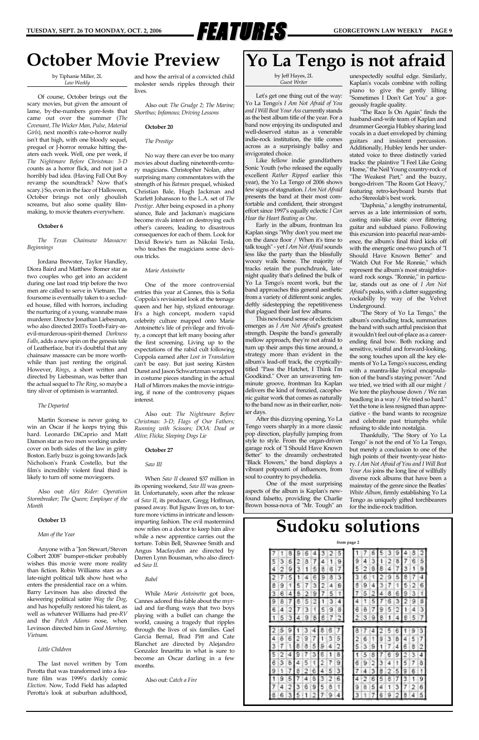# October Movie Preview

by Tiphanie Miller, 2L
*Law Weekly*

Of course, October brings out the scary movies, but given the amount of lame, by-the-numbers gore-fests that came out over the summer (*The Covenant, The Wicker Man, Pulse, Material Girls*), next month's rate-o-horror really isn't that high, with one bloody sequel, prequel or J-horror remake hitting theaters each week. Well, one per week, if *The Nightmare Before Christmas: 3-D* counts as a horror flick, and not just a horribly bad idea. (Having Fall Out Boy revamp the soundtrack? Now that's scary.) So, even in the face of Halloween, October brings not only ghoulish screams, but also some quality filmmaking, to movie theaters everywhere.

**October 6**

*The Texas Chainsaw Massacre: Beginnings*

Jordana Brewster, Taylor Handley, Diora Baird and Matthew Bomer star as two couples who get into an accident during one last road trip before the two men are called to serve in Vietnam. The foursome is eventually taken to a secluded house, filled with horrors, including the nurturing of a young, wannabe mass murderer. Director Jonathan Liebesman, who also directed 2003's Tooth-Fairy-as-evil-murderous-spirit-themed *Darkness Falls*, adds a new spin on the genesis tale of Leatherface, but it's doubtful that any chainsaw massacre can be more worthwhile than just renting the original. However, *Rings*, a short written and directed by Liebesman, was better than the actual sequel to *The Ring*, so maybe a tiny sliver of optimism is warranted.

*The Departed*

Martin Scorsese is never going to win an Oscar if he keeps trying this hard. Leonardo DiCaprio and Matt Damon star as two men working undercover on both sides of the law in gritty Boston. Early buzz is going towards Jack Nicholson's Frank Costello, but the film's incredibly violent final third is likely to turn off some moviegoers.

Also out: *Alex Rider: Operation Stormbreaker; The Queen; Employee of the Month*

**October 13**

*Man of the Year*

Anyone with a "Jon Stewart/Steven Colbert 2008" bumper-sticker probably wishes this movie were more reality than fiction. Robin Williams stars as a late-night political talk show host who enters the presidential race on a whim. Barry Levinson has also directed the skewering political satire *Wag the Dog*, and has hopefully restored his talent, as well as whatever Williams had pre-*RV* and the *Patch Adams* nose, when Levinson directed him in *Good Morning, Vietnam*.

*Little Children*

The last novel written by Tom Perotta that was transformed into a feature film was 1999's darkly comic *Election*. Now, Todd Field has adapted Perotta's look at suburban adulthood, and how the arrival of a convicted child molester sends ripples through their lives.

Also out: *The Grudge 2; The Marine; Shortbus; Infamous; Driving Lessons*

**October 20**

*The Prestige*

No way there can ever be too many movies about dueling nineteenth-century magicians. Christopher Nolan, after surprising many commentators with the strength of his *Batman* prequel, whisked Christian Bale, Hugh Jackman and Scarlett Johansson to the L.A. set of *The Prestige*. After being exposed in a phony séance, Bale and Jackman's magicians become rivals intent on destroying each other's careers, leading to disastrous consequences for each of them. Look for David Bowie's turn as Nikolai Tesla, who teaches the magicians some devious tricks.

*Marie Antoinette*

One of the more controversial entries this year at Cannes, this is Sofia Coppola's revisionist look at the teenage queen and her hip, stylized entourage. It's a high concept, modern vapid celebrity culture mapped onto Marie Antoinette's life of privilege and frivolity, a concept that left many booing after the first screening. Living up to the expectations of the rabid cult following Coppola earned after *Lost in Translation* can't be easy. But just seeing Kirsten Dunst and Jason Schwartzman wrapped in costume pieces standing in the actual Hall of Mirrors makes the movie intriguing, if none of the controversy piques interest.

Also out: *The Nightmare Before Christmas: 3-D; Flags of Our Fathers; Running with Scissors; DOA: Dead or Alive; Flicka; Sleeping Dogs Lie*

**October 27**

*Saw III*

When *Saw II* cleared $37 million in its opening weekend, *Saw III* was greenlit. Unfortunately, soon after the release of *Saw II*, its producer, Gregg Hoffman, passed away. But Jigsaw lives on, to torture more victims in intricate and lesson-imparting fashion. The evil mastermind now relies on a doctor to keep him alive while a new apprentice carries out the torture. Tobin Bell, Shawnee Smith and Angus Macfayden are directed by Darren Lynn Bousman, who also directed *Saw II*.

*Babel*

While *Marie Antoinette* got boos, Cannes adored this fable about the myriad and far-flung ways that two boys playing with a bullet can change the world, causing a tragedy that ripples through the lives of six families. Gael Garcia Bernal, Brad Pitt and Cate Blanchet are directed by Alejandro Gonzalez Innarittu in what is sure to become an Oscar darling in a few months.

Also out: *Catch a Fire*

# Yo La Tengo is not afraid

by Jeff Hayes, 2L
*Guest Writer*

Let's get one thing out of the way: Yo La Tengo's *I Am Not Afraid of You and I Will Beat Your Ass* currently stands as the best album title of the year. For a band now enjoying its undisputed and well-deserved status as a venerable indie-rock institution, the title comes across as a surprisingly ballsy and invigorated choice.

Like fellow indie grandfathers Sonic Youth (who released the equally excellent *Rather Ripped* earlier this year), the Yo La Tengo of 2006 shows few signs of stagnation. *I Am Not Afraid* presents the band at their most comfortable and confident, their strongest effort since 1997's equally eclectic *I Can Hear the Heart Beating as One*.

Early in the album, frontman Ira Kaplan sings "Why don't you meet me on the dance floor / When it's time to talk tough" - yet *I Am Not Afraid* sounds less like the party than the blissfully woozy walk home. The majority of tracks retain the punchdrunk, late-night quality that's defined the bulk of Yo La Tengo's recent work, but the band approaches this general aesthetic from a variety of different sonic angles, deftly sidestepping the repetitiveness that plagued their last few albums.

This newfound sense of eclecticism emerges as *I Am Not Afraid*'s greatest strength. Despite the band's generally mellow approach, they're not afraid to turn up their amps this time around, a strategy more than evident in the album's lead-off track, the cryptically-titled "Pass the Hatchet, I Think I'm Goodkind." Over an unwavering ten-minute groove, frontman Ira Kaplan delivers the kind of frenzied, cacophonic guitar work that comes as naturally to the band now as in their earlier, noisier days.

After this dizzying opening, Yo La Tengo veers sharply in a more classic pop direction, playfully jumping from style to style. From the organ-driven garage rock of "I Should Have Known Better" to the dreamily orchestrated "Black Flowers," the band displays a vibrant potpourri of influences, from soul to country to psychedelia.

One of the most surprising aspects of the album is Kaplan's newfound falsetto, providing the Charlie Brown bossa-nova of "Mr. Tough" an unexpectedly soulful edge. Similarly, Kaplan's vocals combine with rolling piano to give the gently lilting "Sometimes I Don't Get You" a gorgeously fragile quality.

"The Race Is On Again" finds the husband-and-wife team of Kaplan and drummer Georgia Hubley sharing lead vocals in a duet enveloped by chiming guitars and insistent percussion. Additionally, Hubley lends her understated voice to three distinctly varied tracks: the plaintive "I Feel Like Going Home," the Neil Young country-rock of "The Weakest Part," and the buzzy, bongo-driven "The Room Got Heavy," featuring retro-keyboard bursts that echo Stereolab's best work.

"Daphnia," a lengthy instrumental, serves as a late intermission of sorts, casting rain-like static over flittering guitar and subdued piano. Following this excursion into peaceful near-ambience, the album's final third kicks off with the energetic one-two punch of "I Should Have Known Better" and "Watch Out For Me Ronnie," which represent the album's most straightforward rock songs. "Ronnie," in particular, stands out as one of *I Am Not Afraid*'s peaks, with a clatter suggesting rockabilly by way of the Velvet Underground.

"The Story of Yo La Tengo," the album's concluding track, summarizes the band with such artful precision that it wouldn't feel out-of-place as a career-ending final bow. Both rocking and sensitive, wistful and forward-looking, the song touches upon all the key elements of Yo La Tengo's success, ending with a mantra-like lyrical encapsulation of the band's staying power: "And we tried, we tried with all our might / We tore the playhouse down / We ran headlong in a way / We tried so hard." Yet the tone is less resigned than appreciative - the band wants to recognize and celebrate past triumphs while refusing to slide into nostalgia.

Thankfully, "The Story of Yo La Tengo" is not the end of Yo La Tengo, but merely a conclusion to one of the high points of their twenty-year history. *I Am Not Afraid of You and I Will Beat Your Ass* joins the long line of willfully diverse rock albums that have been a mainstay of the genre since the Beatles' *White Album*, firmly establishing Yo La Tengo as uniquely gifted torchbearers for the indie-rock tradition.

# Sudoku solutions

from page 2

| 7 | 1 | 8 | 9 | 6 | 4 | 3 | 2 | 5 |
|---|---|---|---|---|---|---|---|---|
| 5 | 3 | 6 | 2 | 8 | 7 | 4 | 1 | 9 |
| 4 | 2 | 9 | 3 | 1 | 5 | 8 | 6 | 7 |
| 2 | 7 | 5 | 1 | 4 | 6 | 9 | 8 | 3 |
| 8 | 9 | 1 | 5 | 7 | 3 | 2 | 4 | 6 |
| 3 | 6 | 4 | 8 | 2 | 9 | 7 | 5 | 1 |
| 9 | 8 | 7 | 6 | 5 | 2 | 1 | 3 | 4 |
| 6 | 4 | 2 | 7 | 3 | 1 | 5 | 9 | 8 |
| 1 | 5 | 3 | 4 | 9 | 8 | 6 | 7 | 2 |

| 1 | 7 | 6 | 5 | 3 | 9 | 4 | 8 | 2 |
|---|---|---|---|---|---|---|---|---|
| 9 | 4 | 3 | 1 | 2 | 8 | 7 | 6 | 5 |
| 5 | 2 | 8 | 6 | 4 | 7 | 3 | 1 | 9 |
| 3 | 6 | 1 | 2 | 9 | 5 | 8 | 7 | 4 |
| 8 | 9 | 4 | 3 | 7 | 1 | 5 | 2 | 6 |
| 7 | 5 | 2 | 4 | 8 | 6 | 9 | 3 | 1 |
| 4 | 1 | 5 | 7 | 6 | 3 | 2 | 9 | 8 |
| 6 | 8 | 7 | 9 | 5 | 2 | 1 | 4 | 3 |
| 2 | 3 | 9 | 8 | 1 | 4 | 6 | 5 | 7 |

| 2 | 5 | 9 | 1 | 3 | 4 | 8 | 6 | 7 |
|---|---|---|---|---|---|---|---|---|
| 4 | 8 | 6 | 2 | 9 | 7 | 1 | 3 | 5 |
| 3 | 7 | 1 | 6 | 8 | 5 | 9 | 4 | 2 |
| 5 | 2 | 4 | 9 | 7 | 3 | 6 | 1 | 8 |
| 6 | 3 | 8 | 4 | 5 | 1 | 2 | 7 | 9 |
| 9 | 1 | 7 | 8 | 2 | 6 | 4 | 5 | 3 |
| 1 | 9 | 5 | 7 | 4 | 8 | 3 | 2 | 6 |
| 7 | 4 | 2 | 3 | 6 | 9 | 5 | 8 | 1 |
| 8 | 6 | 3 | 5 | 1 | 2 | 7 | 9 | 4 |

| 8 | 7 | 4 | 2 | 5 | 6 | 1 | 9 | 3 |
|---|---|---|---|---|---|---|---|---|
| 2 | 6 | 1 | 9 | 3 | 8 | 4 | 5 | 7 |
| 5 | 3 | 9 | 1 | 7 | 4 | 6 | 8 | 2 |
| 1 | 5 | 8 | 7 | 6 | 9 | 2 | 3 | 4 |
| 6 | 9 | 2 | 3 | 4 | 1 | 5 | 7 | 8 |
| 7 | 4 | 3 | 8 | 2 | 5 | 9 | 6 | 1 |
| 4 | 2 | 6 | 5 | 8 | 7 | 3 | 1 | 9 |
| 9 | 8 | 5 | 4 | 1 | 3 | 7 | 2 | 6 |
| 3 | 1 | 7 | 6 | 9 | 2 | 8 | 4 | 5 |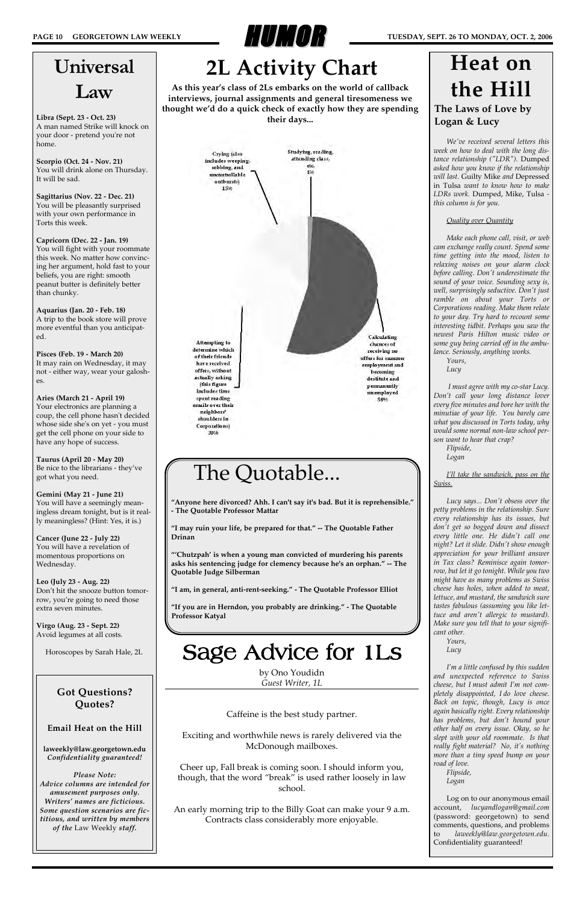# HUMOR

## Universal Law

**Libra (Sept. 23 - Oct. 23)**
A man named Strike will knock on your door - pretend you're not home.

**Scorpio (Oct. 24 - Nov. 21)**
You will drink alone on Thursday. It will be sad.

**Sagittarius (Nov. 22 - Dec. 21)**
You will be pleasantly surprised with your own performance in Torts this week.

**Capricorn (Dec. 22 - Jan. 19)**
You will fight with your roommate this week. No matter how convincing her argument, hold fast to your beliefs, you are right: smooth peanut butter is definitely better than chunky.

**Aquarius (Jan. 20 - Feb. 18)**
A trip to the book store will prove more eventful than you anticipated.

**Pisces (Feb. 19 - March 20)**
It may rain on Wednesday, it may not - either way, wear your galoshes.

**Aries (March 21 - April 19)**
Your electronics are planning a coup, the cell phone hasn't decided whose side she's on yet - you must get the cell phone on your side to have any hope of success.

**Taurus (April 20 - May 20)**
Be nice to the librarians - they've got what you need.

**Gemini (May 21 - June 21)**
You will have a seemingly meaningless dream tonight, but is it really meaningless? (Hint: Yes, it is.)

**Cancer (June 22 - July 22)**
You will have a revelation of momentous proportions on Wednesday.

**Leo (July 23 - Aug. 22)**
Don't hit the snooze button tomorrow, you're going to need those extra seven minutes.

**Virgo (Aug. 23 - Sept. 22)**
Avoid legumes at all costs.

Horoscopes by Sarah Hale, 2L

### Got Questions? Quotes?

**Email Heat on the Hill**

**laweekly@law.georgetown.edu**
*Confidentiality guaranteed!*

*Please Note:*
*Advice columns are intended for amusement purposes only. Writers' names are ficticious. Some question scenarios are fictitious, and written by members of the* Law Weekly *staff.*

## 2L Activity Chart

**As this year's class of 2Ls embarks on the world of callback interviews, journal assignments and general tiresomeness we thought we'd do a quick check of exactly how they are spending their days...**

Crying (also includes weeping, sobbing, and uncontrollable outbursts) 15%

Studying, reading, attending class, etc. 1%

Calculating chances of receiving no offers for summer employment and becoming destitute and permanently unemployed 54%

Attempting to determine which of their friends have received offers, without actually asking (this figure includes time spent reading emails over their neighbors' shoulders in Corporations) 30%

## The Quotable...

**"Anyone here divorced? Ahh. I can't say it's bad. But it is reprehensible." - The Quotable Professor Mattar**

**"I may ruin your life, be prepared for that." -- The Quotable Father Drinan**

**"'Chutzpah' is when a young man convicted of murdering his parents asks his sentencing judge for clemency because he's an orphan." -- The Quotable Judge Silberman**

**"I am, in general, anti-rent-seeking." - The Quotable Professor Elliot**

**"If you are in Herndon, you probably are drinking." - The Quotable Professor Katyal**

## Sage Advice for 1Ls

by Ono Youdidn
*Guest Writer, 1L*

Caffeine is the best study partner.

Exciting and worthwhile news is rarely delivered via the McDonough mailboxes.

Cheer up, Fall break is coming soon. I should inform you, though, that the word "break" is used rather loosely in law school.

An early morning trip to the Billy Goat can make your 9 a.m. Contracts class considerably more enjoyable.

## Heat on the Hill

### The Laws of Love by Logan & Lucy

*We've received several letters this week on how to deal with the long distance relationship ("LDR").* Dumped *asked how you know if the relationship will last.* Guilty Mike *and* Depressed in Tulsa *want to know how to make LDRs work.* Dumped, Mike, Tulsa *- this column is for you.*

*Quality over Quantity*

*Make each phone call, visit, or web cam exchange really count. Spend some time getting into the mood, listen to relaxing noises on your alarm clock before calling. Don't underestimate the sound of your voice. Sounding sexy is, well, surprisingly seductive. Don't just ramble on about your Torts or Corporations reading. Make them relate to your day. Try hard to recount some interesting tidbit. Perhaps you saw the newest Paris Hilton music video or some guy being carried off in the ambulance. Seriously, anything works.*

*Yours,*
*Lucy*

*I must agree with my co-star Lucy. Don't call your long distance lover every five minutes and bore her with the minutiae of your life. You barely care what you discussed in Torts today, why would some normal non-law school person want to hear that crap?*

*Flipside,*
*Logan*

*I'll take the sandwich, pass on the Swiss.*

*Lucy says... Don't obsess over the petty problems in the relationship. Sure every relationship has its issues, but don't get so bogged down and dissect every little one. He didn't call one night? Let it slide. Didn't show enough appreciation for your brilliant answer in Tax class? Reminisce again tomorrow, but let it go tonight. While you two might have as many problems as Swiss cheese has holes, when added to meat, lettuce, and mustard, the sandwich sure tastes fabulous (assuming you like lettuce and aren't allergic to mustard). Make sure you tell that to your significant other.*

*Yours,*
*Lucy*

*I'm a little confused by this sudden and unexpected reference to Swiss cheese, but I must admit I'm not completely disappointed, I do love cheese. Back on topic, though, Lucy is once again basically right. Every relationship has problems, but don't hound your other half on every issue. Okay, so he slept with your old roommate. Is that really fight material? No, it's nothing more than a tiny speed bump on your road of love.*

*Flipside,*
*Logan*

Log on to our anonymous email account, *lucyandlogan@gmail.com* (password: georgetown) to send comments, questions, and problems to *laweekly@law.georgetown.edu*. Confidentiality guaranteed!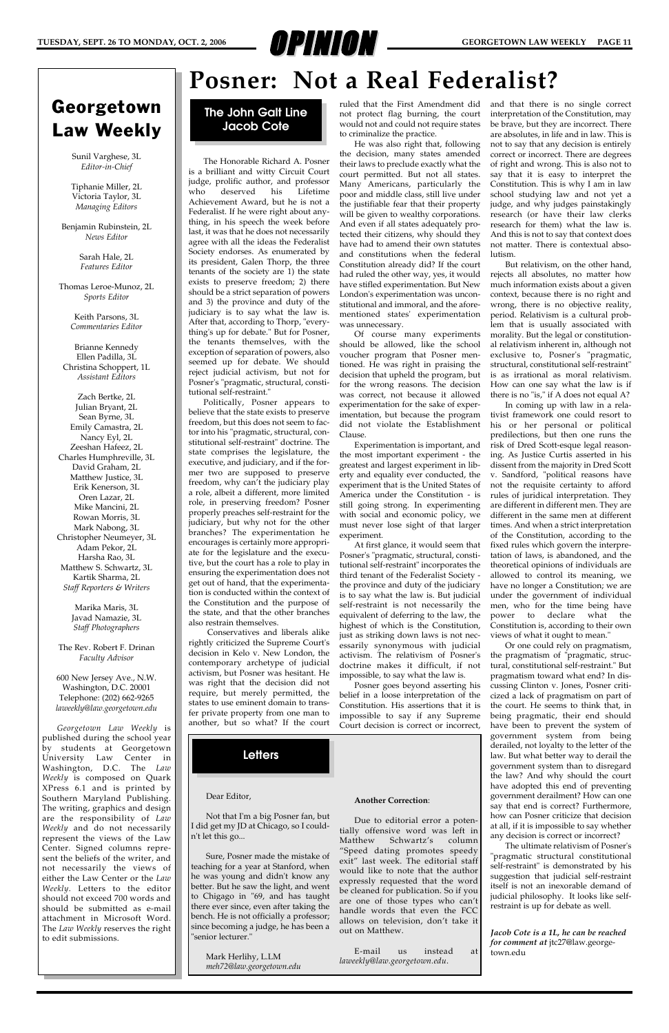# Georgetown Law Weekly

Sunil Varghese, 3L
*Editor-in-Chief*

Tiphanie Miller, 2L
Victoria Taylor, 3L
*Managing Editors*

Benjamin Rubinstein, 2L
*News Editor*

Sarah Hale, 2L
*Features Editor*

Thomas Leroe-Munoz, 2L
*Sports Editor*

Keith Parsons, 3L
*Commentaries Editor*

Brianne Kennedy
Ellen Padilla, 3L
Christina Schoppert, 1L
*Assistant Editors*

Zach Bertke, 2L
Julian Bryant, 2L
Sean Byrne, 3L
Emily Camastra, 2L
Nancy Eyl, 2L
Zeeshan Hafeez, 2L
Charles Humphreville, 3L
David Graham, 2L
Matthew Justice, 3L
Erik Kenerson, 3L
Oren Lazar, 2L
Mike Mancini, 2L
Rowan Morris, 3L
Mark Nabong, 3L
Christopher Neumeyer, 3L
Adam Pekor, 2L
Harsha Rao, 3L
Matthew S. Schwartz, 3L
Kartik Sharma, 2L
*Staff Reporters & Writers*

Marika Maris, 3L
Javad Namazie, 3L
*Staff Photographers*

The Rev. Robert F. Drinan
*Faculty Advisor*

600 New Jersey Ave., N.W.
Washington, D.C. 20001
Telephone: (202) 662-9265
*laweekly@law.georgetown.edu*

*Georgetown Law Weekly* is published during the school year by students at Georgetown University Law Center in Washington, D.C. The *Law Weekly* is composed on Quark XPress 6.1 and is printed by Southern Maryland Publishing. The writing, graphics and design are the responsibility of *Law Weekly* and do not necessarily represent the views of the Law Center. Signed columns represent the beliefs of the writer, and not necessarily the views of either the Law Center or the *Law Weekly*. Letters to the editor should not exceed 700 words and should be submitted as e-mail attachment in Microsoft Word. The *Law Weekly* reserves the right to edit submissions.

# Posner: Not a Real Federalist?

## The John Galt Line
### Jacob Cote

The Honorable Richard A. Posner is a brilliant and witty Circuit Court judge, prolific author, and professor who deserved his Lifetime Achievement Award, but he is not a Federalist. If he were right about anything, in his speech the week before last, it was that he does not necessarily agree with all the ideas the Federalist Society endorses. As enumerated by its president, Galen Thorp, the three tenants of the society are 1) the state exists to preserve freedom; 2) there should be a strict separation of powers and 3) the province and duty of the judiciary is to say what the law is. After that, according to Thorp, "everything's up for debate." But for Posner, the tenants themselves, with the exception of separation of powers, also seemed up for debate. We should reject judicial activism, but not for Posner's "pragmatic, structural, constitutional self-restraint."

Politically, Posner appears to believe that the state exists to preserve freedom, but this does not seem to factor into his "pragmatic, structural, constitutional self-restraint" doctrine. The state comprises the legislature, the executive, and judiciary, and if the former two are supposed to preserve freedom, why can't the judiciary play a role, albeit a different, more limited role, in preserving freedom? Posner properly preaches self-restraint for the judiciary, but why not for the other branches? The experimentation he encourages is certainly more appropriate for the legislature and the executive, but the court has a role to play in ensuring the experimentation does not get out of hand, that the experimentation is conducted within the context of the Constitution and the purpose of the state, and that the other branches also restrain themselves.

Conservatives and liberals alike rightly criticized the Supreme Court's decision in Kelo v. New London, the contemporary archetype of judicial activism, but Posner was hesitant. He was right that the decision did not require, but merely permitted, the states to use eminent domain to transfer private property from one man to another, but so what? If the court ruled that the First Amendment did not protect flag burning, the court would not and could not require states to criminalize the practice.

He was also right that, following the decision, many states amended their laws to preclude exactly what the court permitted. But not all states. Many Americans, particularly the poor and middle class, still live under the justifiable fear that their property will be given to wealthy corporations. And even if all states adequately protected their citizens, why should they have had to amend their own statutes and constitutions when the federal Constitution already did? If the court had ruled the other way, yes, it would have stifled experimentation. But New London's experimentation was unconstitutional and immoral, and the aforementioned states' experimentation was unnecessary.

Of course many experiments should be allowed, like the school voucher program that Posner mentioned. He was right in praising the decision that upheld the program, but for the wrong reasons. The decision was correct, not because it allowed experimentation for the sake of experimentation, but because the program did not violate the Establishment Clause.

Experimentation is important, and the most important experiment - the greatest and largest experiment in liberty and equality ever conducted, the experiment that is the United States of America under the Constitution - is still going strong. In experimenting with social and economic policy, we must never lose sight of that larger experiment.

At first glance, it would seem that Posner's "pragmatic, structural, constitutional self-restraint" incorporates the third tenant of the Federalist Society - the province and duty of the judiciary is to say what the law is. But judicial self-restraint is not necessarily the equivalent of deferring to the law, the highest of which is the Constitution, just as striking down laws is not necessarily synonymous with judicial activism. The relativism of Posner's doctrine makes it difficult, if not impossible, to say what the law is.

Posner goes beyond asserting his belief in a loose interpretation of the Constitution. His assertions that it is impossible to say if any Supreme Court decision is correct or incorrect, and that there is no single correct interpretation of the Constitution, may be brave, but they are incorrect. There are absolutes, in life and in law. This is not to say that any decision is entirely correct or incorrect. There are degrees of right and wrong. This is also not to say that it is easy to interpret the Constitution. This is why I am in law school studying law and not yet a judge, and why judges painstakingly research (or have their law clerks research for them) what the law is. And this is not to say that context does not matter. There is contextual absolutism.

But relativism, on the other hand, rejects all absolutes, no matter how much information exists about a given context, because there is no right and wrong, there is no objective reality, period. Relativism is a cultural problem that is usually associated with morality. But the legal or constitutional relativism inherent in, although not exclusive to, Posner's "pragmatic, structural, constitutional self-restraint" is as irrational as moral relativism. How can one say what the law is if there is no "is," if A does not equal A?

In coming up with law in a relativist framework one could resort to his or her personal or political predilections, but then one runs the risk of Dred Scott-esque legal reasoning. As Justice Curtis asserted in his dissent from the majority in Dred Scott v. Sandford, "political reasons have not the requisite certainty to afford rules of juridical interpretation. They are different in different men. They are different in the same men at different times. And when a strict interpretation of the Constitution, according to the fixed rules which govern the interpretation of laws, is abandoned, and the theoretical opinions of individuals are allowed to control its meaning, we have no longer a Constitution; we are under the government of individual men, who for the time being have power to declare what the Constitution is, according to their own views of what it ought to mean."

Or one could rely on pragmatism, the pragmatism of "pragmatic, structural, constitutional self-restraint." But pragmatism toward what end? In discussing Clinton v. Jones, Posner criticized a lack of pragmatism on part of the court. He seems to think that, in being pragmatic, their end should have been to prevent the system of government system from being derailed, not loyalty to the letter of the law. But what better way to derail the government system than to disregard the law? And why should the court have adopted this end of preventing government derailment? How can one say that end is correct? Furthermore, how can Posner criticize that decision at all, if it is impossible to say whether any decision is correct or incorrect?

The ultimate relativism of Posner's "pragmatic structural constitutional self-restraint" is demonstrated by his suggestion that judicial self-restraint itself is not an inexorable demand of judicial philosophy. It looks like self-restraint is up for debate as well.

*Jacob Cote is a 1L, he can be reached for comment at* jtc27@law.georgetown.edu

## Letters

Dear Editor,

Not that I'm a big Posner fan, but I did get my JD at Chicago, so I couldn't let this go...

Sure, Posner made the mistake of teaching for a year at Stanford, when he was young and didn't know any better. But he saw the light, and went to Chigago in "69, and has taught there ever since, even after taking the bench. He is not officially a professor; since becoming a judge, he has been a "senior lecturer."

Mark Herlihy, L.LM
*meh72@law.georgetown.edu*

**Another Correction**:

Due to editorial error a potentially offensive word was left in Matthew Schwartz's column "Speed dating promotes speedy exit" last week. The editorial staff would like to note that the author expressly requested that the word be cleaned for publication. So if you are one of those types who can't handle words that even the FCC allows on television, don't take it out on Matthew.

E-mail us instead at *laweekly@law.georgetown.edu*.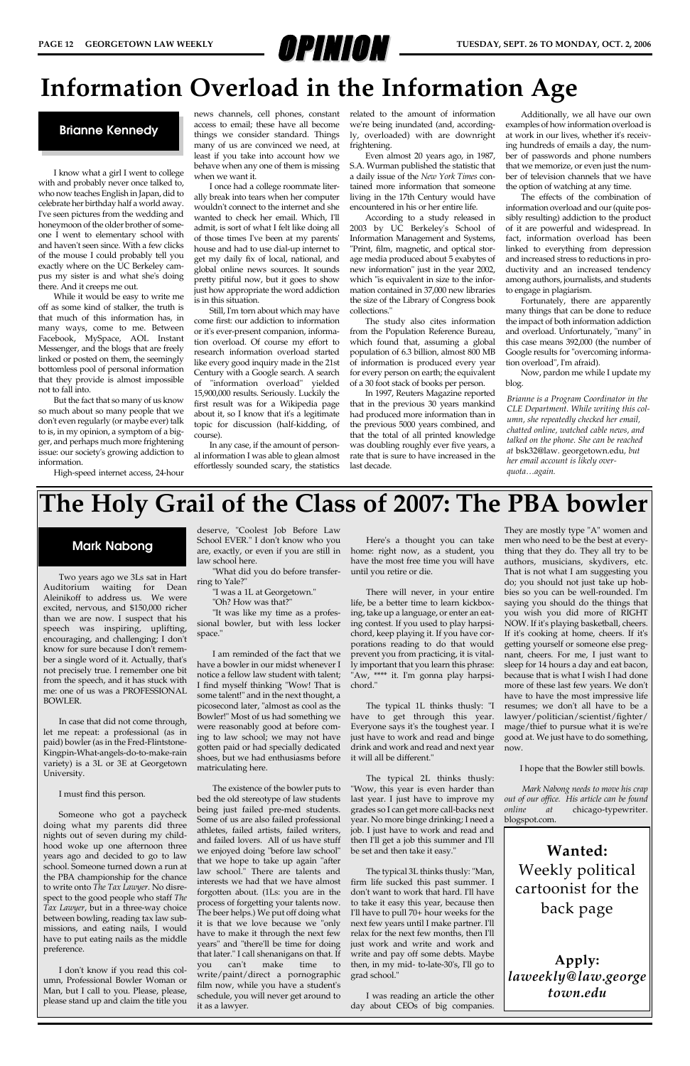# Information Overload in the Information Age

**Brianne Kennedy**

I know what a girl I went to college with and probably never once talked to, who now teaches English in Japan, did to celebrate her birthday half a world away. I've seen pictures from the wedding and honeymoon of the older brother of someone I went to elementary school with and haven't seen since. With a few clicks of the mouse I could probably tell you exactly where on the UC Berkeley campus my sister is and what she's doing there. And it creeps me out.

While it would be easy to write me off as some kind of stalker, the truth is that much of this information has, in many ways, come to me. Between Facebook, MySpace, AOL Instant Messenger, and the blogs that are freely linked or posted on them, the seemingly bottomless pool of personal information that they provide is almost impossible not to fall into.

But the fact that so many of us know so much about so many people that we don't even regularly (or maybe ever) talk to is, in my opinion, a symptom of a bigger, and perhaps much more frightening issue: our society's growing addiction to information.

High-speed internet access, 24-hour news channels, cell phones, constant access to email; these have all become things we consider standard. Things many of us are convinced we need, at least if you take into account how we behave when any one of them is missing when we want it.

I once had a college roommate literally break into tears when her computer wouldn't connect to the internet and she wanted to check her email. Which, I'll admit, is sort of what I felt like doing all of those times I've been at my parents' house and had to use dial-up internet to get my daily fix of local, national, and global online news sources. It sounds pretty pitiful now, but it goes to show just how appropriate the word addiction is in this situation.

Still, I'm torn about which may have come first: our addiction to information or it's ever-present companion, information overload. Of course my effort to research information overload started like every good inquiry made in the 21st Century with a Google search. A search of "information overload" yielded 15,900,000 results. Seriously. Luckily the first result was for a Wikipedia page about it, so I know that it's a legitimate topic for discussion (half-kidding, of course).

In any case, if the amount of personal information I was able to glean almost effortlessly sounded scary, the statistics related to the amount of information we're being inundated (and, accordingly, overloaded) with are downright frightening.

Even almost 20 years ago, in 1987, S.A. Wurman published the statistic that a daily issue of the *New York Times* contained more information that someone living in the 17th Century would have encountered in his or her entire life.

According to a study released in 2003 by UC Berkeley's School of Information Management and Systems, "Print, film, magnetic, and optical storage media produced about 5 exabytes of new information" just in the year 2002, which "is equivalent in size to the information contained in 37,000 new libraries the size of the Library of Congress book collections."

The study also cites information from the Population Reference Bureau, which found that, assuming a global population of 6.3 billion, almost 800 MB of information is produced every year for every person on earth; the equivalent of a 30 foot stack of books per person.

In 1997, Reuters Magazine reported that in the previous 30 years mankind had produced more information than in the previous 5000 years combined, and that the total of all printed knowledge was doubling roughly ever five years, a rate that is sure to have increased in the last decade.

Additionally, we all have our own examples of how information overload is at work in our lives, whether it's receiving hundreds of emails a day, the number of passwords and phone numbers that we memorize, or even just the number of television channels that we have the option of watching at any time.

The effects of the combination of information overload and our (quite possibly resulting) addiction to the product of it are powerful and widespread. In fact, information overload has been linked to everything from depression and increased stress to reductions in productivity and an increased tendency among authors, journalists, and students to engage in plagiarism.

Fortunately, there are apparently many things that can be done to reduce the impact of both information addiction and overload. Unfortunately, "many" in this case means 392,000 (the number of Google results for "overcoming information overload", I'm afraid).

Now, pardon me while I update my blog.

*Brianne is a Program Coordinator in the CLE Department. While writing this column, she repeatedly checked her email, chatted online, watched cable news, and talked on the phone. She can be reached at* bsk32@law. georgetown.edu, *but her email account is likely overquota…again.*

# The Holy Grail of the Class of 2007: The PBA bowler

**Mark Nabong**

Two years ago we 3Ls sat in Hart Auditorium waiting for Dean Aleinikoff to address us. We were excited, nervous, and $150,000 richer than we are now. I suspect that his speech was inspiring, uplifting, encouraging, and challenging; I don't know for sure because I don't remember a single word of it. Actually, that's not precisely true. I remember one bit from the speech, and it has stuck with me: one of us was a PROFESSIONAL BOWLER.

In case that did not come through, let me repeat: a professional (as in paid) bowler (as in the Fred-Flintstone-Kingpin-What-angels-do-to-make-rain variety) is a 3L or 3E at Georgetown University.

I must find this person.

Someone who got a paycheck doing what my parents did three nights out of seven during my childhood woke up one afternoon three years ago and decided to go to law school. Someone turned down a run at the PBA championship for the chance to write onto *The Tax Lawyer*. No disrespect to the good people who staff *The Tax Lawyer*, but in a three-way choice between bowling, reading tax law submissions, and eating nails, I would have to put eating nails as the middle preference.

I don't know if you read this column, Professional Bowler Woman or Man, but I call to you. Please, please, please stand up and claim the title you deserve, "Coolest Job Before Law School EVER." I don't know who you are, exactly, or even if you are still in law school here.

"What did you do before transferring to Yale?"

"I was a 1L at Georgetown."

"Oh? How was that?"

"It was like my time as a professional bowler, but with less locker space."

I am reminded of the fact that we have a bowler in our midst whenever I notice a fellow law student with talent; I find myself thinking "Wow! That is some talent!" and in the next thought, a picosecond later, "almost as cool as the Bowler!" Most of us had something we were reasonably good at before coming to law school; we may not have gotten paid or had specially dedicated shoes, but we had enthusiasms before matriculating here.

The existence of the bowler puts to bed the old stereotype of law students being just failed pre-med students. Some of us are also failed professional athletes, failed artists, failed writers, and failed lovers. All of us have stuff we enjoyed doing "before law school" that we hope to take up again "after law school." There are talents and interests we had that we have almost forgotten about. (1Ls: you are in the process of forgetting your talents now. The beer helps.) We put off doing what it is that we love because we "only have to make it through the next few years" and "there'll be time for doing that later." I call shenanigans on that. If you can't make time to write/paint/direct a pornographic film now, while you have a student's schedule, you will never get around to it as a lawyer.

Here's a thought you can take home: right now, as a student, you have the most free time you will have until you retire or die.

There will never, in your entire life, be a better time to learn kickboxing, take up a language, or enter an eating contest. If you used to play harpsichord, keep playing it. If you have corporations reading to do that would prevent you from practicing, it is vitally important that you learn this phrase: "Aw, **** it. I'm gonna play harpsichord."

The typical 1L thinks thusly: "I have to get through this year. Everyone says it's the toughest year. I just have to work and read and binge drink and work and read and next year it will all be different."

The typical 2L thinks thusly: "Wow, this year is even harder than last year. I just have to improve my grades so I can get more call-backs next year. No more binge drinking; I need a job. I just have to work and read and then I'll get a job this summer and I'll be set and then take it easy."

The typical 3L thinks thusly: "Man, firm life sucked this past summer. I don't want to work that hard. I'll have to take it easy this year, because then I'll have to pull 70+ hour weeks for the next few years until I make partner. I'll relax for the next few months, then I'll just work and write and work and write and pay off some debts. Maybe then, in my mid- to-late-30's, I'll go to grad school."

I was reading an article the other day about CEOs of big companies. They are mostly type "A" women and men who need to be the best at everything that they do. They all try to be authors, musicians, skydivers, etc. That is not what I am suggesting you do; you should not just take up hobbies so you can be well-rounded. I'm saying you should do the things that you wish you did more of RIGHT NOW. If it's playing basketball, cheers. If it's cooking at home, cheers. If it's getting yourself or someone else pregnant, cheers. For me, I just want to sleep for 14 hours a day and eat bacon, because that is what I wish I had done more of these last few years. We don't have to have the most impressive life resumes; we don't all have to be a lawyer/politician/scientist/fighter/mage/thief to pursue what it is we're good at. We just have to do something, now.

I hope that the Bowler still bowls.

*Mark Nabong needs to move his crap out of our office. His article can be found online at* chicago-typewriter. blogspot.com.

**Wanted:**

Weekly political cartoonist for the back page

**Apply:**

***laweekly@law.georgetown.edu***